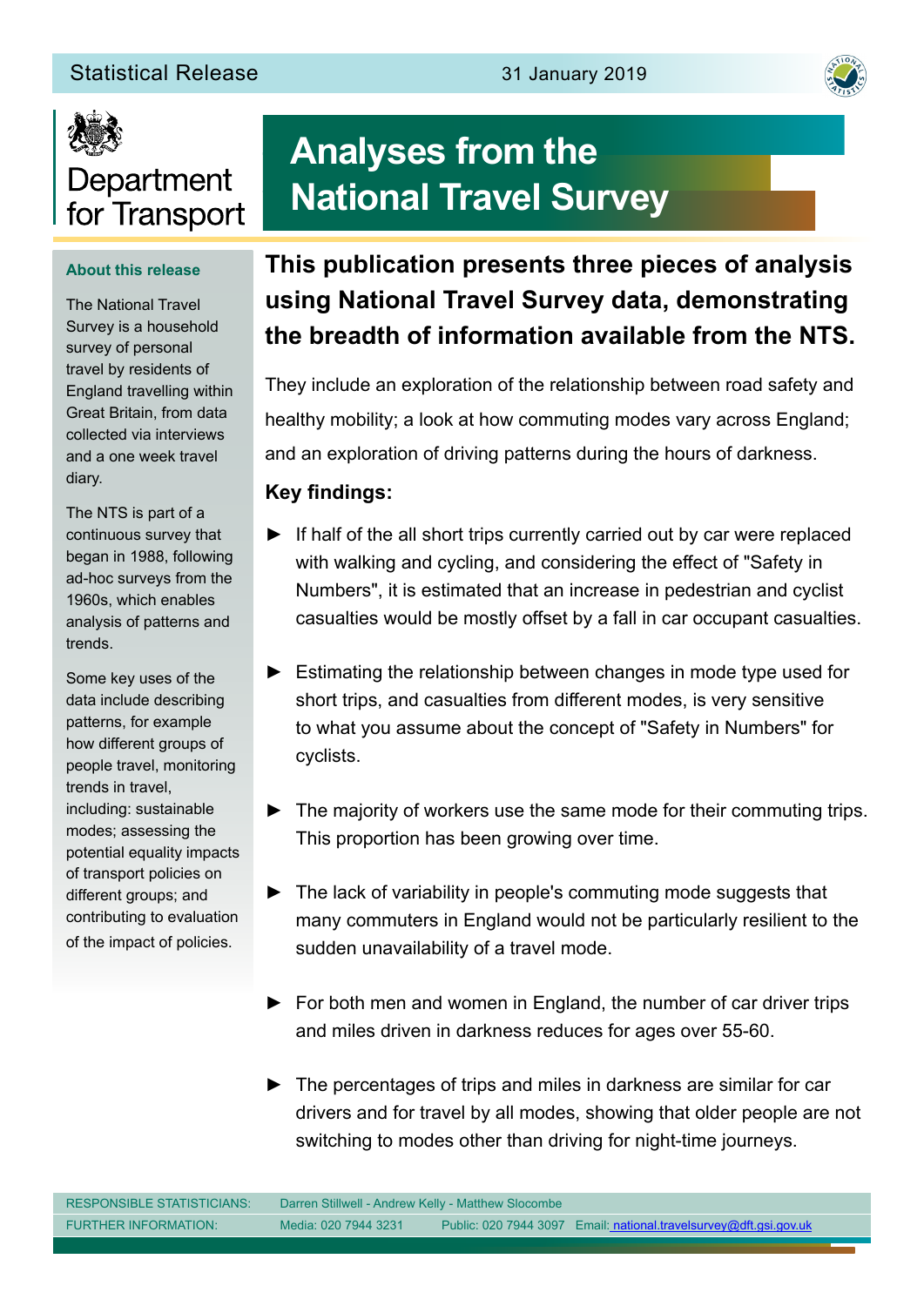Statistical Release

31 January 2019

Department for Transport

# Analyses from the National Travel Survey

### About this release

The National Travel Survey is a household survey of personal travel by residents of England travelling within Great Britain, from data collected via interviews and a one week travel diary.

The NTS is part of a continuous survey that began in 1988, following ad-hoc surveys from the 1960s, which enables analysis of patterns and trends.

Some key uses of the data include describing patterns, for example how different groups of people travel, monitoring trends in travel, including: sustainable modes; assessing the potential equality impacts of transport policies on different groups; and contributing to evaluation of the impact of policies.

## This publication presents three pieces of analysis using National Travel Survey data, demonstrating the breadth of information available from the NTS.

They include an exploration of the relationship between road safety and healthy mobility; a look at how commuting modes vary across England; and an exploration of driving patterns during the hours of darkness.

### Key findings:

- If half of the all short trips currently carried out by car were replaced with walking and cycling, and considering the effect of "Safety in Numbers", it is estimated that an increase in pedestrian and cyclist casualties would be mostly offset by a fall in car occupant casualties.
- Estimating the relationship between changes in mode type used for short trips, and casualties from different modes, is very sensitive to what you assume about the concept of "Safety in Numbers" for cyclists.
- The majority of workers use the same mode for their commuting trips. This proportion has been growing over time.
- The lack of variability in people's commuting mode suggests that many commuters in England would not be particularly resilient to the sudden unavailability of a travel mode.
- For both men and women in England, the number of car driver trips and miles driven in darkness reduces for ages over 55-60.
- The percentages of trips and miles in darkness are similar for car drivers and for travel by all modes, showing that older people are not switching to modes other than driving for night-time journeys.

RESPONSIBLE STATISTICIANS: Darren Stillwell - Andrew Kelly - Matthew Slocombe

FURTHER INFORMATION: Media: 020 7944 3231 Public: 020 7944 3097 Email: national.travelsurvey@dft.gsi.gov.uk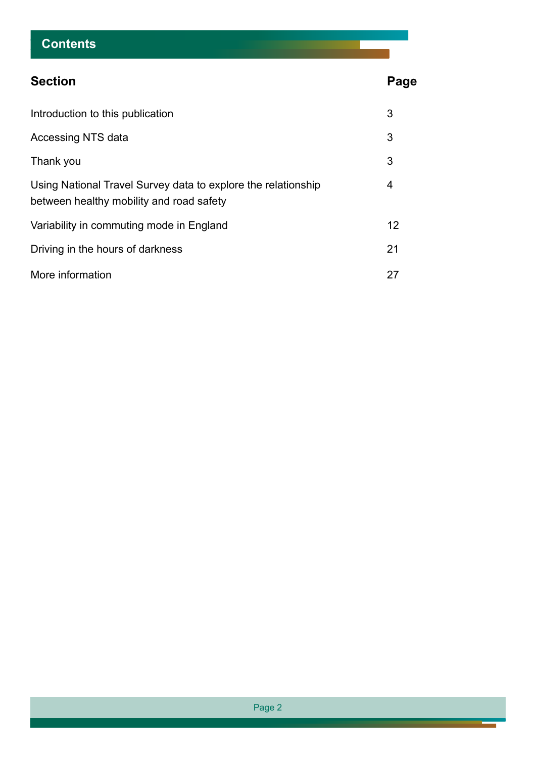## Contents

| Section | Page |
|---|---|
| Introduction to this publication | 3 |
| Accessing NTS data | 3 |
| Thank you | 3 |
| Using National Travel Survey data to explore the relationship between healthy mobility and road safety | 4 |
| Variability in commuting mode in England | 12 |
| Driving in the hours of darkness | 21 |
| More information | 27 |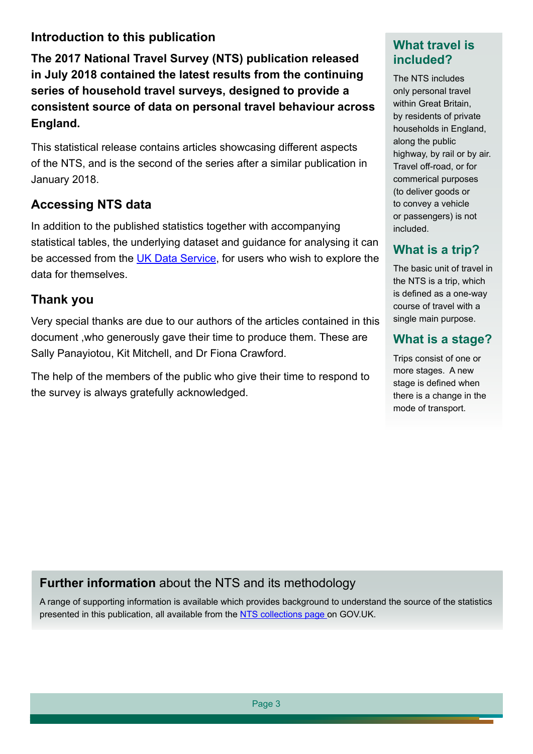## Introduction to this publication

**The 2017 National Travel Survey (NTS) publication released in July 2018 contained the latest results from the continuing series of household travel surveys, designed to provide a consistent source of data on personal travel behaviour across England.**

This statistical release contains articles showcasing different aspects of the NTS, and is the second of the series after a similar publication in January 2018.

## Accessing NTS data

In addition to the published statistics together with accompanying statistical tables, the underlying dataset and guidance for analysing it can be accessed from the UK Data Service, for users who wish to explore the data for themselves.

## Thank you

Very special thanks are due to our authors of the articles contained in this document ,who generously gave their time to produce them. These are Sally Panayiotou, Kit Mitchell, and Dr Fiona Crawford.

The help of the members of the public who give their time to respond to the survey is always gratefully acknowledged.

### What travel is included?

The NTS includes only personal travel within Great Britain, by residents of private households in England, along the public highway, by rail or by air. Travel off-road, or for commerical purposes (to deliver goods or to convey a vehicle or passengers) is not included.

### What is a trip?

The basic unit of travel in the NTS is a trip, which is defined as a one-way course of travel with a single main purpose.

### What is a stage?

Trips consist of one or more stages. A new stage is defined when there is a change in the mode of transport.

## **Further information** about the NTS and its methodology

A range of supporting information is available which provides background to understand the source of the statistics presented in this publication, all available from the NTS collections page on GOV.UK.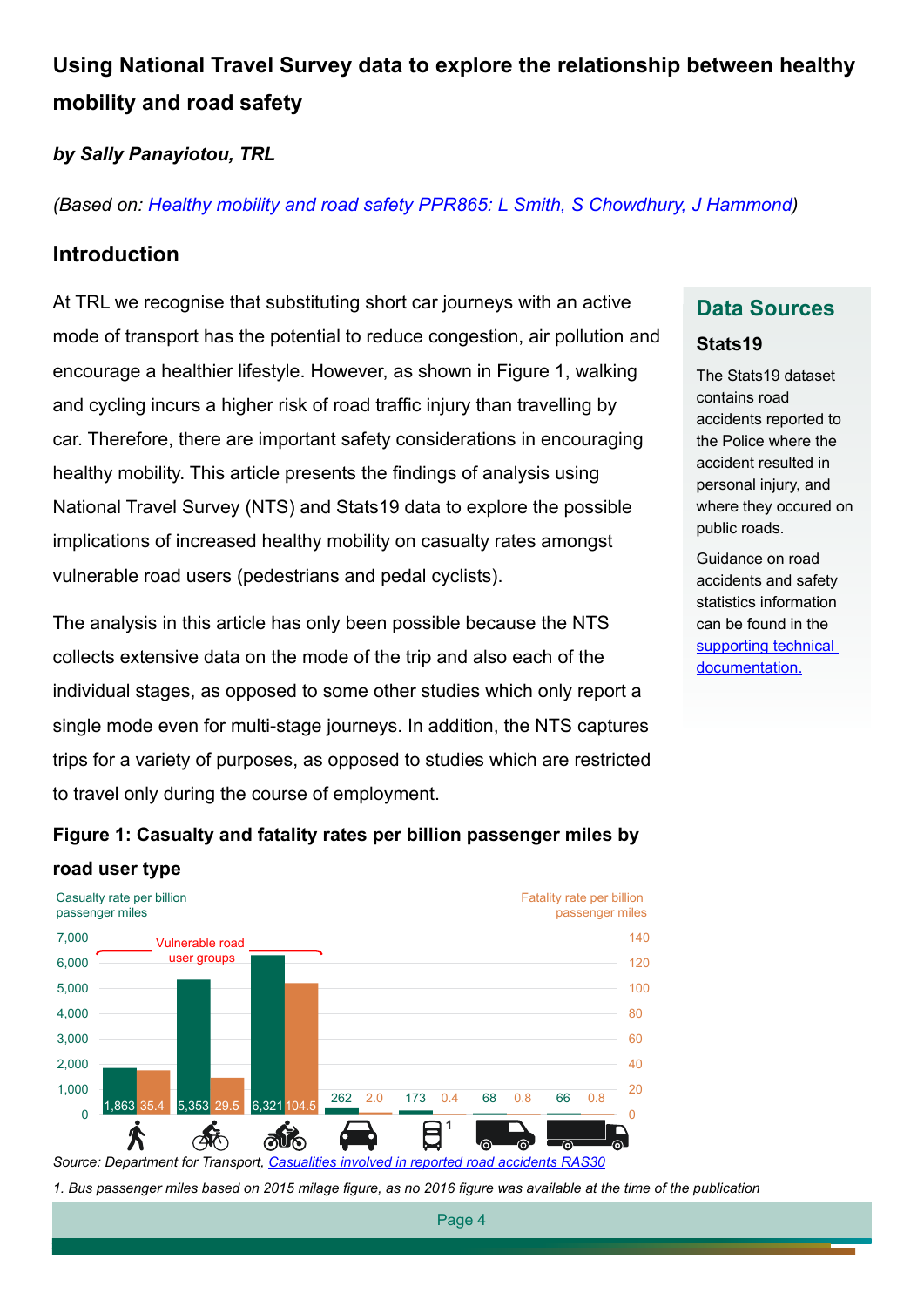## Using National Travel Survey data to explore the relationship between healthy mobility and road safety

***by Sally Panayiotou, TRL***

*(Based on: Healthy mobility and road safety PPR865: L Smith, S Chowdhury, J Hammond)*

### Introduction

At TRL we recognise that substituting short car journeys with an active mode of transport has the potential to reduce congestion, air pollution and encourage a healthier lifestyle. However, as shown in Figure 1, walking and cycling incurs a higher risk of road traffic injury than travelling by car. Therefore, there are important safety considerations in encouraging healthy mobility. This article presents the findings of analysis using National Travel Survey (NTS) and Stats19 data to explore the possible implications of increased healthy mobility on casualty rates amongst vulnerable road users (pedestrians and pedal cyclists).

The analysis in this article has only been possible because the NTS collects extensive data on the mode of the trip and also each of the individual stages, as opposed to some other studies which only report a single mode even for multi-stage journeys. In addition, the NTS captures trips for a variety of purposes, as opposed to studies which are restricted to travel only during the course of employment.

> **Data Sources**
>
> **Stats19**
>
> The Stats19 dataset contains road accidents reported to the Police where the accident resulted in personal injury, and where they occured on public roads.
>
> Guidance on road accidents and safety statistics information can be found in the supporting technical documentation.

**Figure 1: Casualty and fatality rates per billion passenger miles by road user type**

| Road user type | Casualty rate per billion passenger miles | Fatality rate per billion passenger miles |
|---|---|---|
| Pedestrian (vulnerable road user group) | 1,863 | 35.4 |
| Pedal cyclist (vulnerable road user group) | 5,353 | 29.5 |
| Motorcyclist (vulnerable road user group) | 6,321 | 104.5 |
| Car | 262 | 2.0 |
| Bus[1] | 173 | 0.4 |
| Van | 68 | 0.8 |
| HGV | 66 | 0.8 |

Source: Department for Transport, Casualities involved in reported road accidents RAS30

*1. Bus passenger miles based on 2015 milage figure, as no 2016 figure was available at the time of the publication*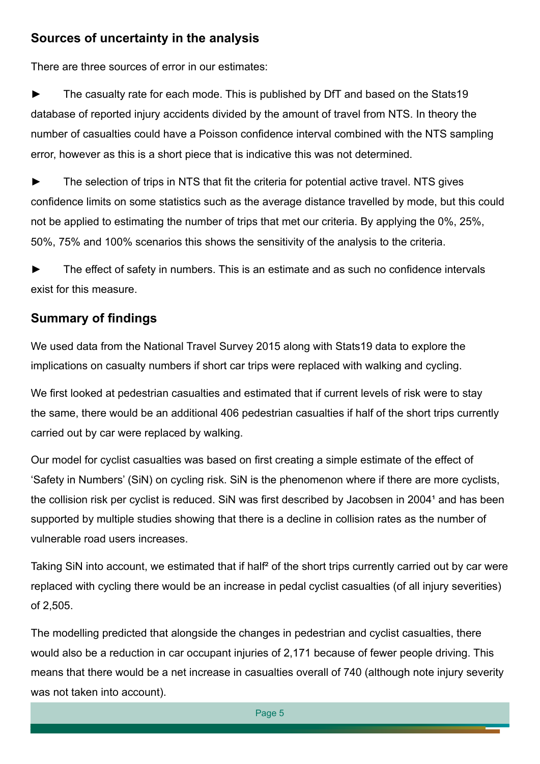## Sources of uncertainty in the analysis

There are three sources of error in our estimates:

► The casualty rate for each mode. This is published by DfT and based on the Stats19 database of reported injury accidents divided by the amount of travel from NTS. In theory the number of casualties could have a Poisson confidence interval combined with the NTS sampling error, however as this is a short piece that is indicative this was not determined.

► The selection of trips in NTS that fit the criteria for potential active travel. NTS gives confidence limits on some statistics such as the average distance travelled by mode, but this could not be applied to estimating the number of trips that met our criteria. By applying the 0%, 25%, 50%, 75% and 100% scenarios this shows the sensitivity of the analysis to the criteria.

► The effect of safety in numbers. This is an estimate and as such no confidence intervals exist for this measure.

## Summary of findings

We used data from the National Travel Survey 2015 along with Stats19 data to explore the implications on casualty numbers if short car trips were replaced with walking and cycling.

We first looked at pedestrian casualties and estimated that if current levels of risk were to stay the same, there would be an additional 406 pedestrian casualties if half of the short trips currently carried out by car were replaced by walking.

Our model for cyclist casualties was based on first creating a simple estimate of the effect of 'Safety in Numbers' (SiN) on cycling risk. SiN is the phenomenon where if there are more cyclists, the collision risk per cyclist is reduced. SiN was first described by Jacobsen in 2004[1] and has been supported by multiple studies showing that there is a decline in collision rates as the number of vulnerable road users increases.

Taking SiN into account, we estimated that if half[2] of the short trips currently carried out by car were replaced with cycling there would be an increase in pedal cyclist casualties (of all injury severities) of 2,505.

The modelling predicted that alongside the changes in pedestrian and cyclist casualties, there would also be a reduction in car occupant injuries of 2,171 because of fewer people driving. This means that there would be a net increase in casualties overall of 740 (although note injury severity was not taken into account).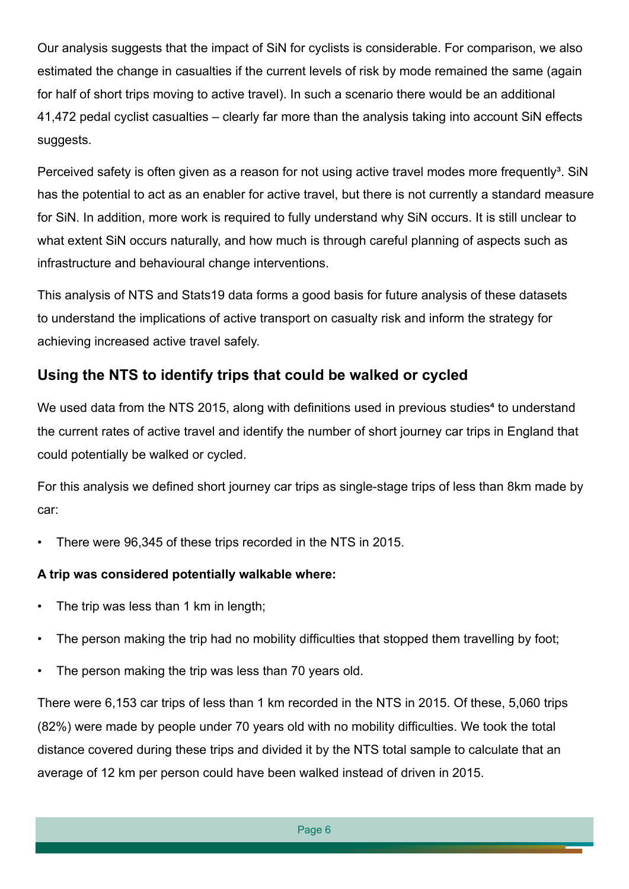Our analysis suggests that the impact of SiN for cyclists is considerable. For comparison, we also estimated the change in casualties if the current levels of risk by mode remained the same (again for half of short trips moving to active travel). In such a scenario there would be an additional 41,472 pedal cyclist casualties – clearly far more than the analysis taking into account SiN effects suggests.

Perceived safety is often given as a reason for not using active travel modes more frequently[3]. SiN has the potential to act as an enabler for active travel, but there is not currently a standard measure for SiN. In addition, more work is required to fully understand why SiN occurs. It is still unclear to what extent SiN occurs naturally, and how much is through careful planning of aspects such as infrastructure and behavioural change interventions.

This analysis of NTS and Stats19 data forms a good basis for future analysis of these datasets to understand the implications of active transport on casualty risk and inform the strategy for achieving increased active travel safely.

## Using the NTS to identify trips that could be walked or cycled

We used data from the NTS 2015, along with definitions used in previous studies[4] to understand the current rates of active travel and identify the number of short journey car trips in England that could potentially be walked or cycled.

For this analysis we defined short journey car trips as single-stage trips of less than 8km made by car:

- There were 96,345 of these trips recorded in the NTS in 2015.

**A trip was considered potentially walkable where:**

- The trip was less than 1 km in length;
- The person making the trip had no mobility difficulties that stopped them travelling by foot;
- The person making the trip was less than 70 years old.

There were 6,153 car trips of less than 1 km recorded in the NTS in 2015. Of these, 5,060 trips (82%) were made by people under 70 years old with no mobility difficulties. We took the total distance covered during these trips and divided it by the NTS total sample to calculate that an average of 12 km per person could have been walked instead of driven in 2015.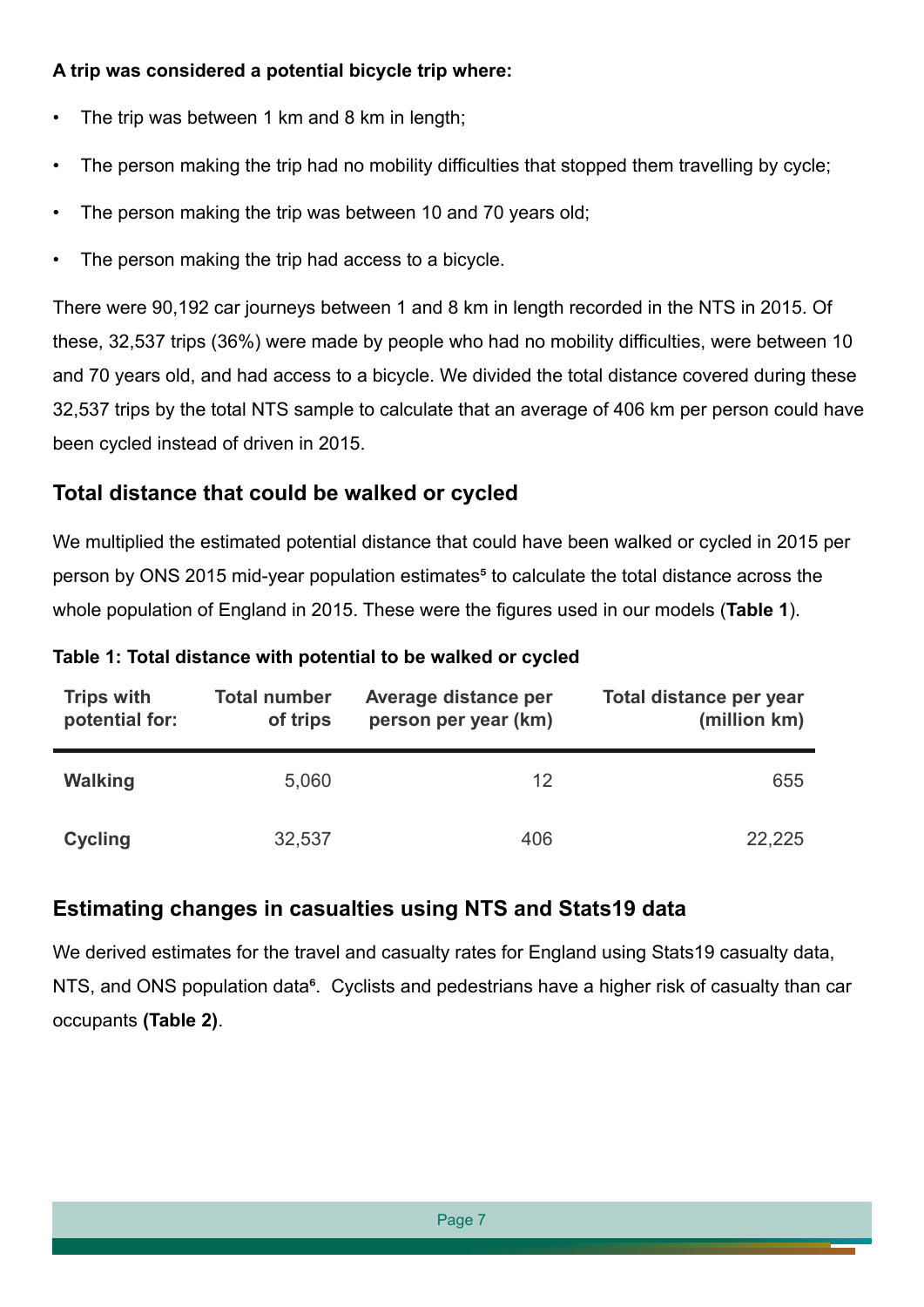**A trip was considered a potential bicycle trip where:**

- The trip was between 1 km and 8 km in length;
- The person making the trip had no mobility difficulties that stopped them travelling by cycle;
- The person making the trip was between 10 and 70 years old;
- The person making the trip had access to a bicycle.

There were 90,192 car journeys between 1 and 8 km in length recorded in the NTS in 2015. Of these, 32,537 trips (36%) were made by people who had no mobility difficulties, were between 10 and 70 years old, and had access to a bicycle. We divided the total distance covered during these 32,537 trips by the total NTS sample to calculate that an average of 406 km per person could have been cycled instead of driven in 2015.

## Total distance that could be walked or cycled

We multiplied the estimated potential distance that could have been walked or cycled in 2015 per person by ONS 2015 mid-year population estimates[5] to calculate the total distance across the whole population of England in 2015. These were the figures used in our models (**Table 1**).

**Table 1: Total distance with potential to be walked or cycled**

| Trips with potential for: | Total number of trips | Average distance per person per year (km) | Total distance per year (million km) |
|---|---|---|---|
| **Walking** | 5,060 | 12 | 655 |
| **Cycling** | 32,537 | 406 | 22,225 |

## Estimating changes in casualties using NTS and Stats19 data

We derived estimates for the travel and casualty rates for England using Stats19 casualty data, NTS, and ONS population data[6]. Cyclists and pedestrians have a higher risk of casualty than car occupants **(Table 2)**.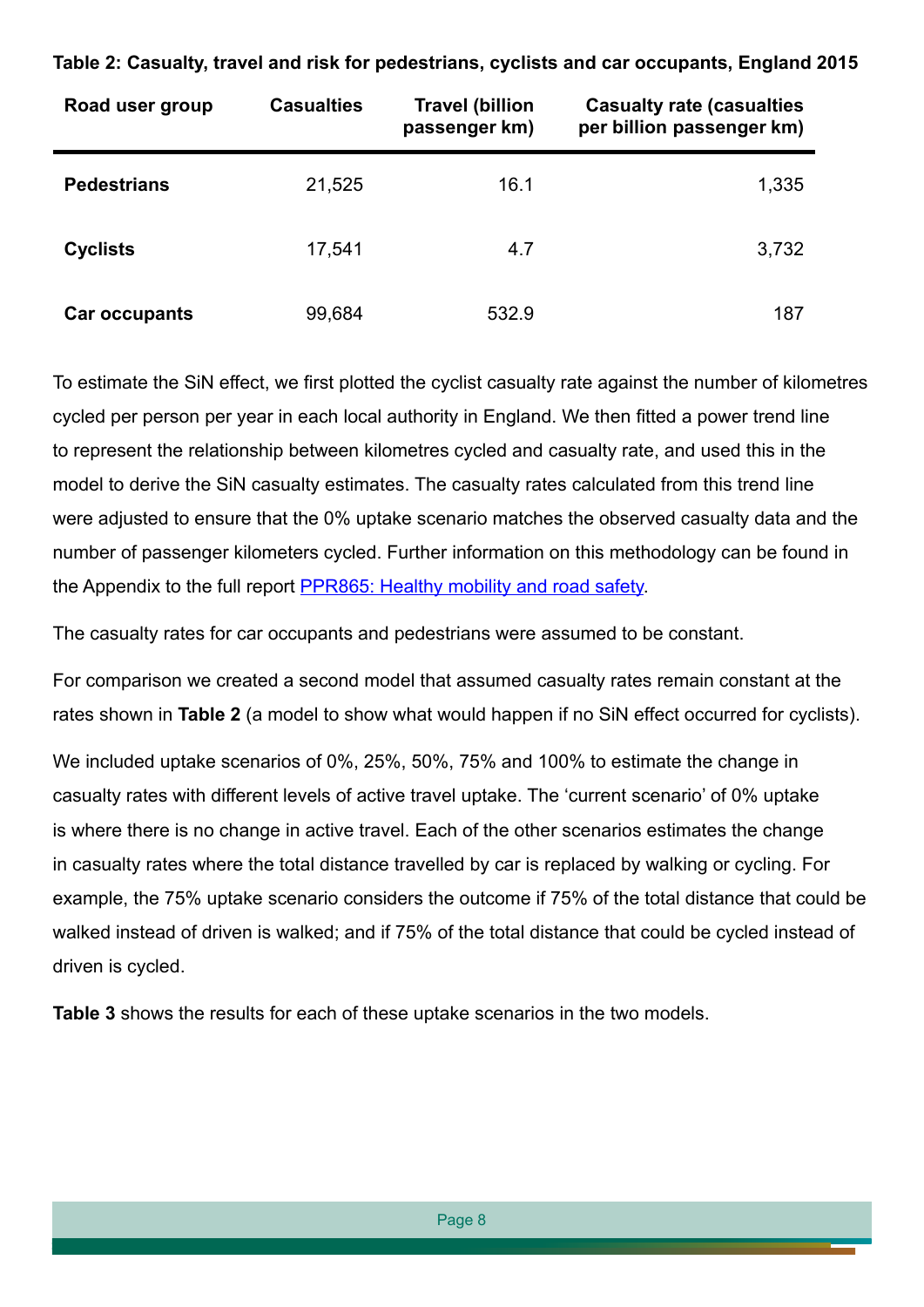**Table 2: Casualty, travel and risk for pedestrians, cyclists and car occupants, England 2015**

| Road user group | Casualties | Travel (billion passenger km) | Casualty rate (casualties per billion passenger km) |
|---|---|---|---|
| **Pedestrians** | 21,525 | 16.1 | 1,335 |
| **Cyclists** | 17,541 | 4.7 | 3,732 |
| **Car occupants** | 99,684 | 532.9 | 187 |

To estimate the SiN effect, we first plotted the cyclist casualty rate against the number of kilometres cycled per person per year in each local authority in England. We then fitted a power trend line to represent the relationship between kilometres cycled and casualty rate, and used this in the model to derive the SiN casualty estimates. The casualty rates calculated from this trend line were adjusted to ensure that the 0% uptake scenario matches the observed casualty data and the number of passenger kilometers cycled. Further information on this methodology can be found in the Appendix to the full report [PPR865: Healthy mobility and road safety](PPR865: Healthy mobility and road safety).

The casualty rates for car occupants and pedestrians were assumed to be constant.

For comparison we created a second model that assumed casualty rates remain constant at the rates shown in **Table 2** (a model to show what would happen if no SiN effect occurred for cyclists).

We included uptake scenarios of 0%, 25%, 50%, 75% and 100% to estimate the change in casualty rates with different levels of active travel uptake. The 'current scenario' of 0% uptake is where there is no change in active travel. Each of the other scenarios estimates the change in casualty rates where the total distance travelled by car is replaced by walking or cycling. For example, the 75% uptake scenario considers the outcome if 75% of the total distance that could be walked instead of driven is walked; and if 75% of the total distance that could be cycled instead of driven is cycled.

**Table 3** shows the results for each of these uptake scenarios in the two models.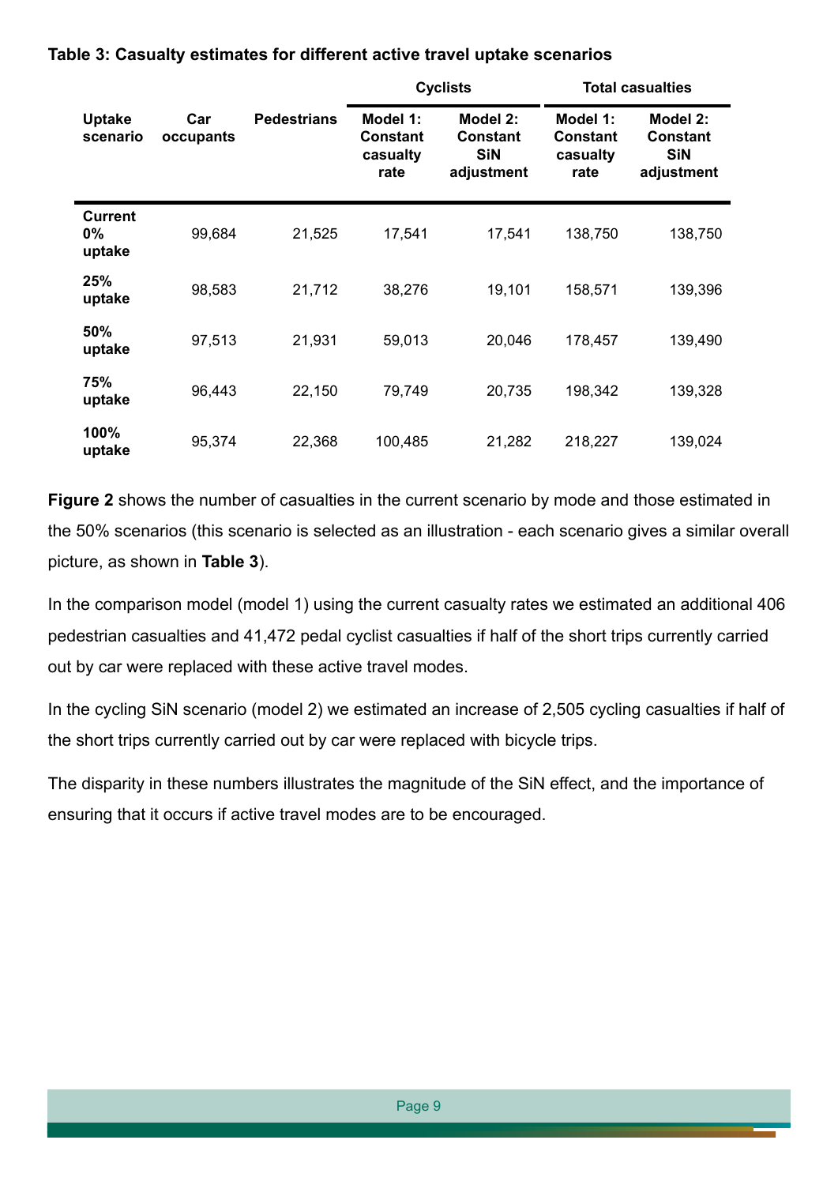**Table 3: Casualty estimates for different active travel uptake scenarios**

| Uptake scenario | Car occupants | Pedestrians | Cyclists | | Total casualties | |
|---|---|---|---|---|---|---|
| | | | Model 1: Constant casualty rate | Model 2: Constant SiN adjustment | Model 1: Constant casualty rate | Model 2: Constant SiN adjustment |
| **Current 0% uptake** | 99,684 | 21,525 | 17,541 | 17,541 | 138,750 | 138,750 |
| **25% uptake** | 98,583 | 21,712 | 38,276 | 19,101 | 158,571 | 139,396 |
| **50% uptake** | 97,513 | 21,931 | 59,013 | 20,046 | 178,457 | 139,490 |
| **75% uptake** | 96,443 | 22,150 | 79,749 | 20,735 | 198,342 | 139,328 |
| **100% uptake** | 95,374 | 22,368 | 100,485 | 21,282 | 218,227 | 139,024 |

**Figure 2** shows the number of casualties in the current scenario by mode and those estimated in the 50% scenarios (this scenario is selected as an illustration - each scenario gives a similar overall picture, as shown in **Table 3**).

In the comparison model (model 1) using the current casualty rates we estimated an additional 406 pedestrian casualties and 41,472 pedal cyclist casualties if half of the short trips currently carried out by car were replaced with these active travel modes.

In the cycling SiN scenario (model 2) we estimated an increase of 2,505 cycling casualties if half of the short trips currently carried out by car were replaced with bicycle trips.

The disparity in these numbers illustrates the magnitude of the SiN effect, and the importance of ensuring that it occurs if active travel modes are to be encouraged.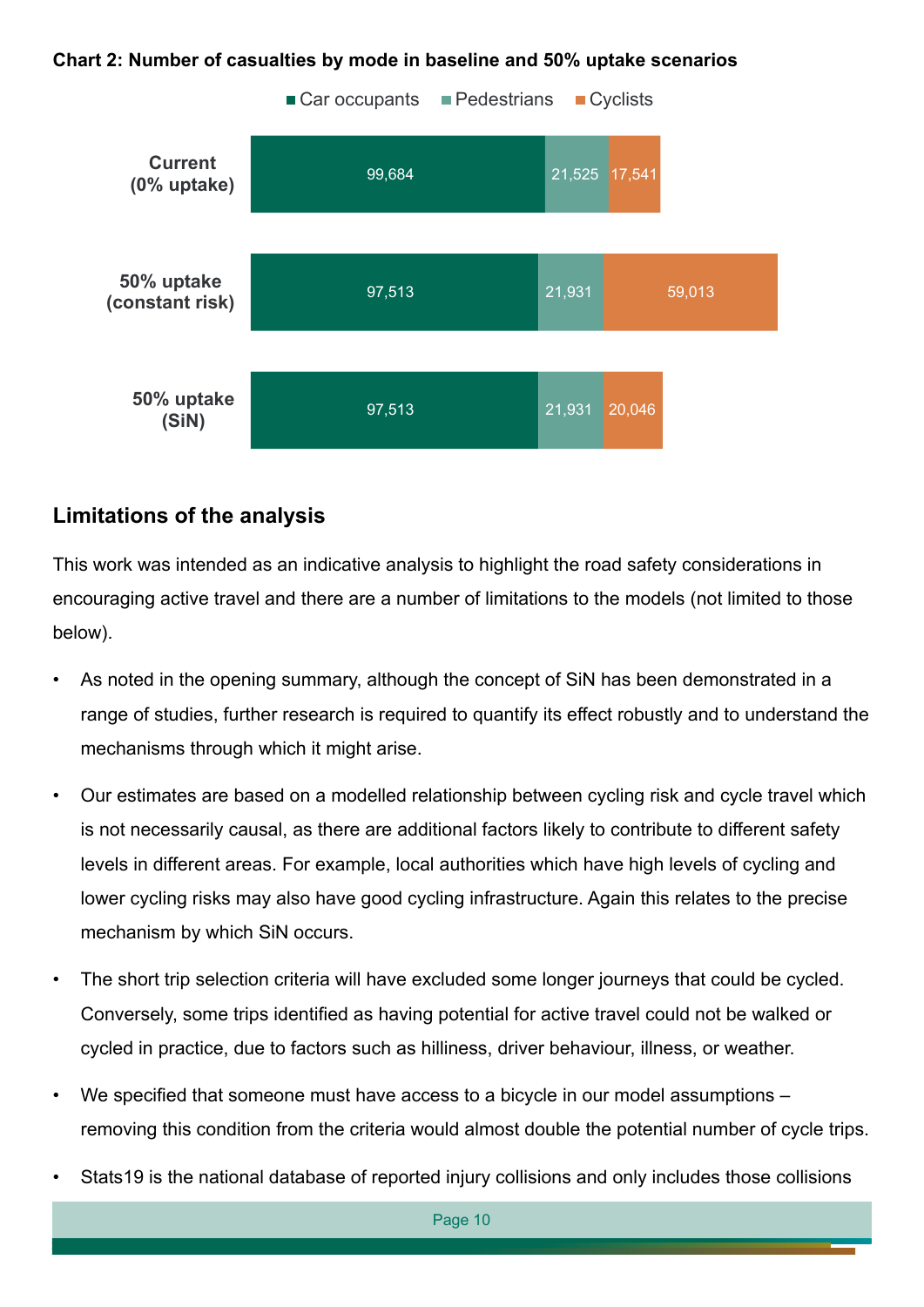**Chart 2: Number of casualties by mode in baseline and 50% uptake scenarios**

| Scenario | Car occupants | Pedestrians | Cyclists |
|---|---|---|---|
| Current (0% uptake) | 99,684 | 21,525 | 17,541 |
| 50% uptake (constant risk) | 97,513 | 21,931 | 59,013 |
| 50% uptake (SiN) | 97,513 | 21,931 | 20,046 |

## Limitations of the analysis

This work was intended as an indicative analysis to highlight the road safety considerations in encouraging active travel and there are a number of limitations to the models (not limited to those below).

- As noted in the opening summary, although the concept of SiN has been demonstrated in a range of studies, further research is required to quantify its effect robustly and to understand the mechanisms through which it might arise.
- Our estimates are based on a modelled relationship between cycling risk and cycle travel which is not necessarily causal, as there are additional factors likely to contribute to different safety levels in different areas. For example, local authorities which have high levels of cycling and lower cycling risks may also have good cycling infrastructure. Again this relates to the precise mechanism by which SiN occurs.
- The short trip selection criteria will have excluded some longer journeys that could be cycled. Conversely, some trips identified as having potential for active travel could not be walked or cycled in practice, due to factors such as hilliness, driver behaviour, illness, or weather.
- We specified that someone must have access to a bicycle in our model assumptions – removing this condition from the criteria would almost double the potential number of cycle trips.
- Stats19 is the national database of reported injury collisions and only includes those collisions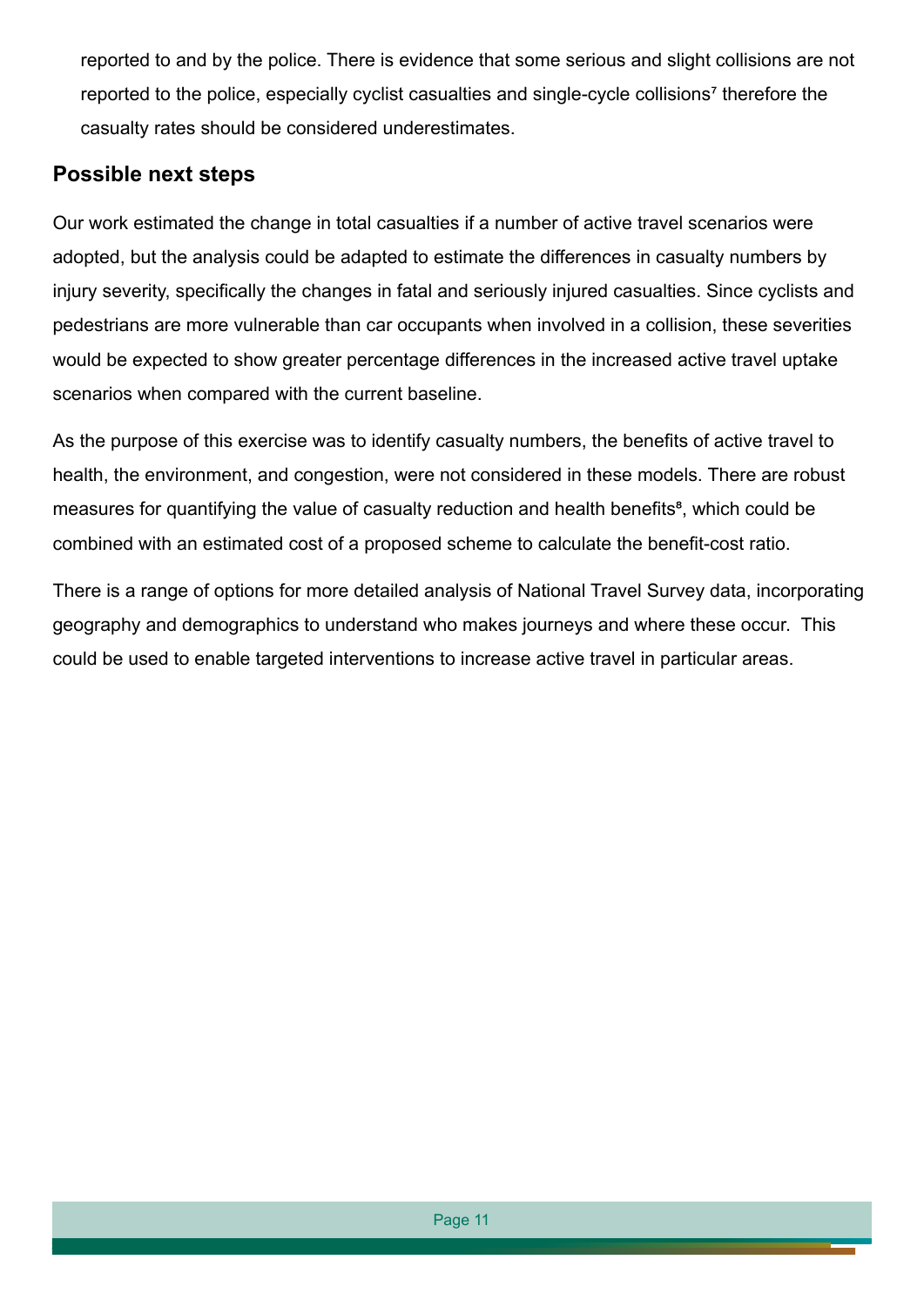reported to and by the police. There is evidence that some serious and slight collisions are not reported to the police, especially cyclist casualties and single-cycle collisions[7] therefore the casualty rates should be considered underestimates.

## Possible next steps

Our work estimated the change in total casualties if a number of active travel scenarios were adopted, but the analysis could be adapted to estimate the differences in casualty numbers by injury severity, specifically the changes in fatal and seriously injured casualties. Since cyclists and pedestrians are more vulnerable than car occupants when involved in a collision, these severities would be expected to show greater percentage differences in the increased active travel uptake scenarios when compared with the current baseline.

As the purpose of this exercise was to identify casualty numbers, the benefits of active travel to health, the environment, and congestion, were not considered in these models. There are robust measures for quantifying the value of casualty reduction and health benefits[8], which could be combined with an estimated cost of a proposed scheme to calculate the benefit-cost ratio.

There is a range of options for more detailed analysis of National Travel Survey data, incorporating geography and demographics to understand who makes journeys and where these occur. This could be used to enable targeted interventions to increase active travel in particular areas.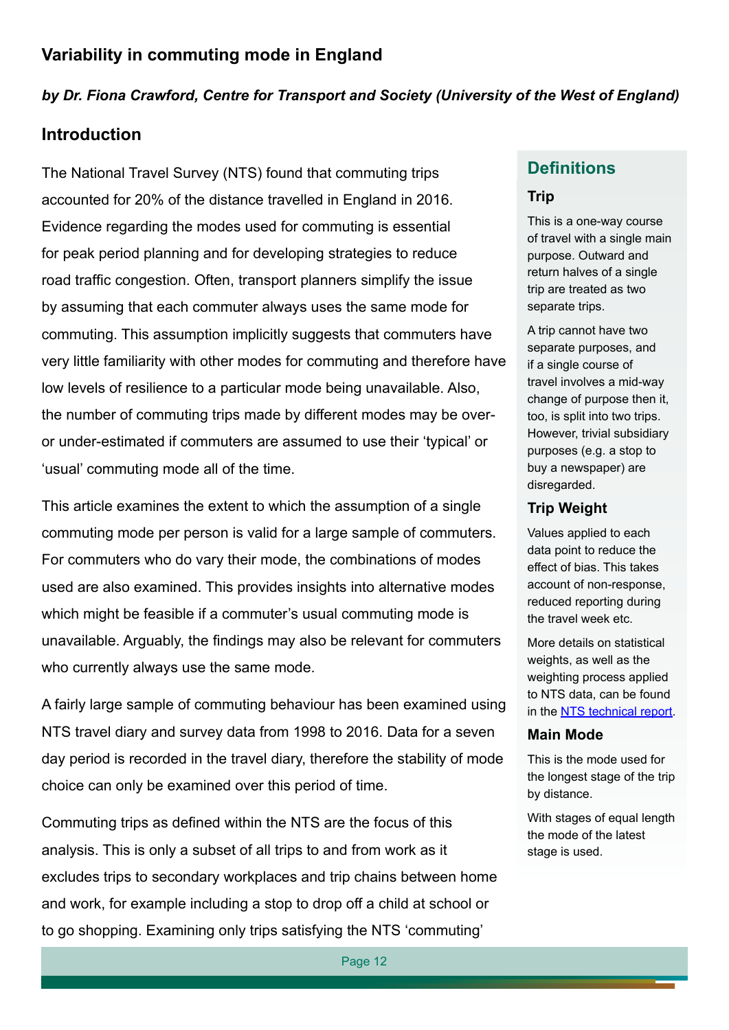## Variability in commuting mode in England

***by Dr. Fiona Crawford, Centre for Transport and Society (University of the West of England)***

### Introduction

The National Travel Survey (NTS) found that commuting trips accounted for 20% of the distance travelled in England in 2016. Evidence regarding the modes used for commuting is essential for peak period planning and for developing strategies to reduce road traffic congestion. Often, transport planners simplify the issue by assuming that each commuter always uses the same mode for commuting. This assumption implicitly suggests that commuters have very little familiarity with other modes for commuting and therefore have low levels of resilience to a particular mode being unavailable. Also, the number of commuting trips made by different modes may be over- or under-estimated if commuters are assumed to use their 'typical' or 'usual' commuting mode all of the time.

This article examines the extent to which the assumption of a single commuting mode per person is valid for a large sample of commuters. For commuters who do vary their mode, the combinations of modes used are also examined. This provides insights into alternative modes which might be feasible if a commuter's usual commuting mode is unavailable. Arguably, the findings may also be relevant for commuters who currently always use the same mode.

A fairly large sample of commuting behaviour has been examined using NTS travel diary and survey data from 1998 to 2016. Data for a seven day period is recorded in the travel diary, therefore the stability of mode choice can only be examined over this period of time.

Commuting trips as defined within the NTS are the focus of this analysis. This is only a subset of all trips to and from work as it excludes trips to secondary workplaces and trip chains between home and work, for example including a stop to drop off a child at school or to go shopping. Examining only trips satisfying the NTS 'commuting'

> **Definitions**
>
> **Trip**
>
> This is a one-way course of travel with a single main purpose. Outward and return halves of a single trip are treated as two separate trips.
>
> A trip cannot have two separate purposes, and if a single course of travel involves a mid-way change of purpose then it, too, is split into two trips. However, trivial subsidiary purposes (e.g. a stop to buy a newspaper) are disregarded.
>
> **Trip Weight**
>
> Values applied to each data point to reduce the effect of bias. This takes account of non-response, reduced reporting during the travel week etc.
>
> More details on statistical weights, as well as the weighting process applied to NTS data, can be found in the [NTS technical report](NTS technical report).
>
> **Main Mode**
>
> This is the mode used for the longest stage of the trip by distance.
>
> With stages of equal length the mode of the latest stage is used.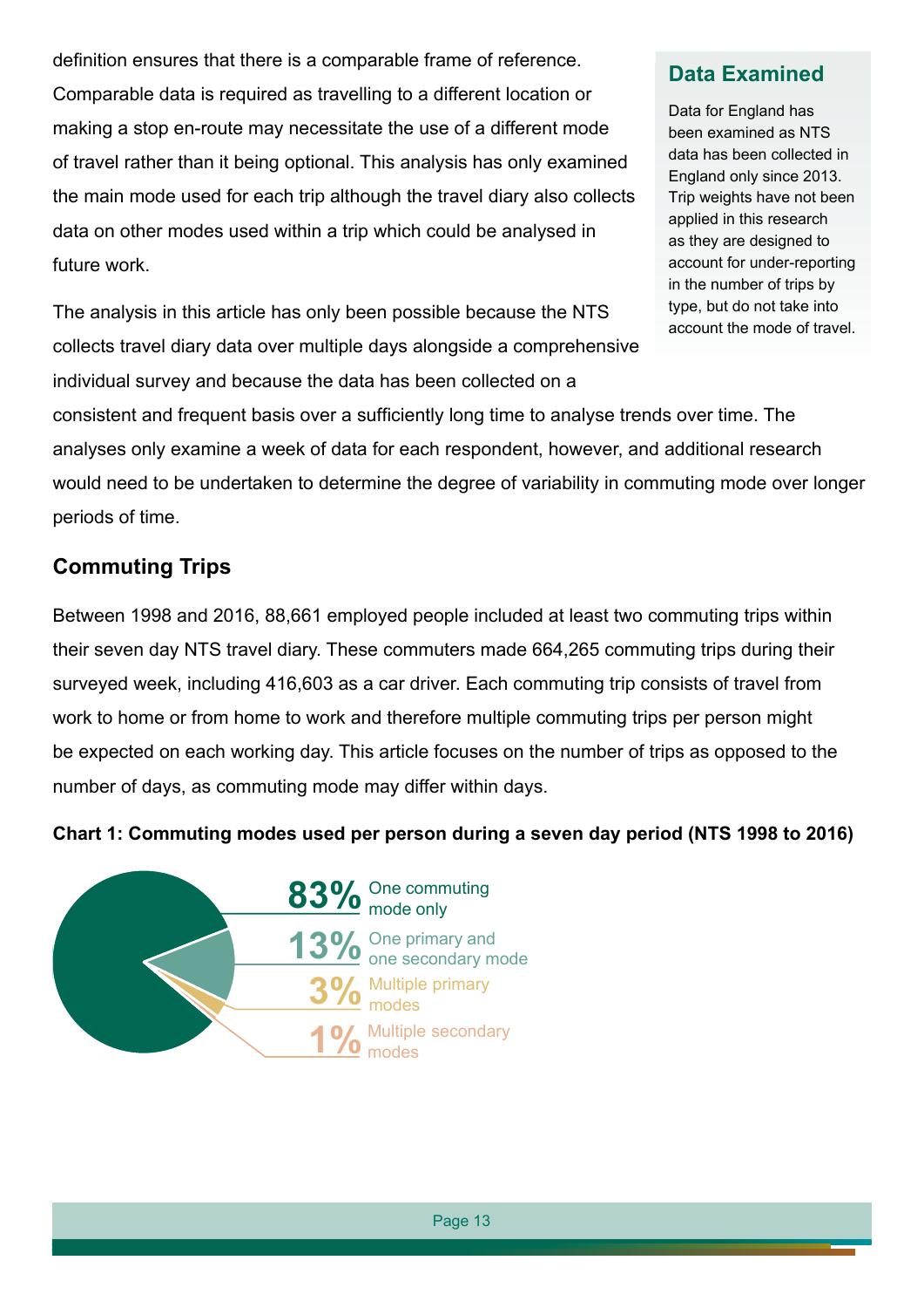definition ensures that there is a comparable frame of reference. Comparable data is required as travelling to a different location or making a stop en-route may necessitate the use of a different mode of travel rather than it being optional. This analysis has only examined the main mode used for each trip although the travel diary also collects data on other modes used within a trip which could be analysed in future work.

The analysis in this article has only been possible because the NTS collects travel diary data over multiple days alongside a comprehensive individual survey and because the data has been collected on a consistent and frequent basis over a sufficiently long time to analyse trends over time. The analyses only examine a week of data for each respondent, however, and additional research would need to be undertaken to determine the degree of variability in commuting mode over longer periods of time.

### Data Examined

Data for England has been examined as NTS data has been collected in England only since 2013. Trip weights have not been applied in this research as they are designed to account for under-reporting in the number of trips by type, but do not take into account the mode of travel.

## Commuting Trips

Between 1998 and 2016, 88,661 employed people included at least two commuting trips within their seven day NTS travel diary. These commuters made 664,265 commuting trips during their surveyed week, including 416,603 as a car driver. Each commuting trip consists of travel from work to home or from home to work and therefore multiple commuting trips per person might be expected on each working day. This article focuses on the number of trips as opposed to the number of days, as commuting mode may differ within days.

**Chart 1: Commuting modes used per person during a seven day period (NTS 1998 to 2016)**

- 83% One commuting mode only
- 13% One primary and one secondary mode
- 3% Multiple primary modes
- 1% Multiple secondary modes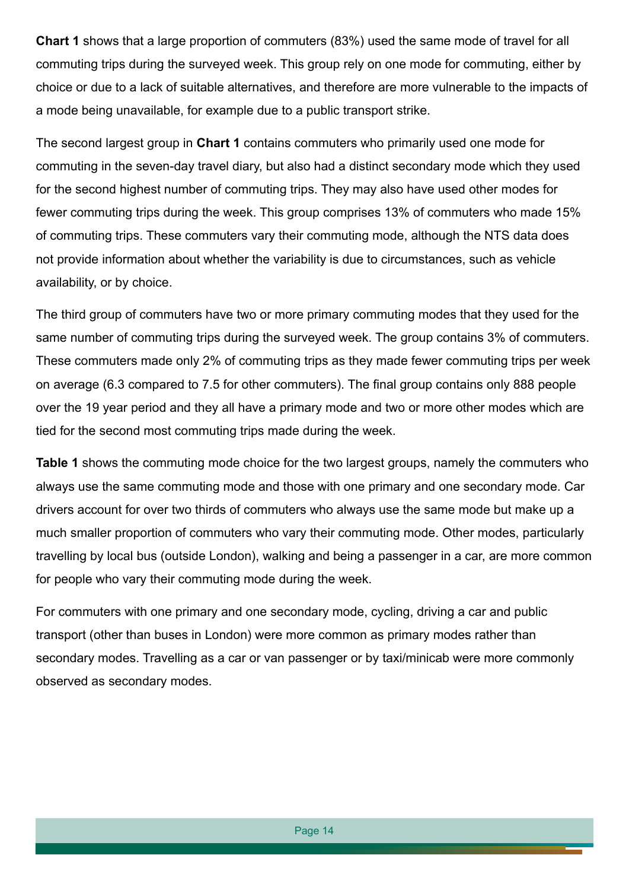**Chart 1** shows that a large proportion of commuters (83%) used the same mode of travel for all commuting trips during the surveyed week. This group rely on one mode for commuting, either by choice or due to a lack of suitable alternatives, and therefore are more vulnerable to the impacts of a mode being unavailable, for example due to a public transport strike.

The second largest group in **Chart 1** contains commuters who primarily used one mode for commuting in the seven-day travel diary, but also had a distinct secondary mode which they used for the second highest number of commuting trips. They may also have used other modes for fewer commuting trips during the week. This group comprises 13% of commuters who made 15% of commuting trips. These commuters vary their commuting mode, although the NTS data does not provide information about whether the variability is due to circumstances, such as vehicle availability, or by choice.

The third group of commuters have two or more primary commuting modes that they used for the same number of commuting trips during the surveyed week. The group contains 3% of commuters. These commuters made only 2% of commuting trips as they made fewer commuting trips per week on average (6.3 compared to 7.5 for other commuters). The final group contains only 888 people over the 19 year period and they all have a primary mode and two or more other modes which are tied for the second most commuting trips made during the week.

**Table 1** shows the commuting mode choice for the two largest groups, namely the commuters who always use the same commuting mode and those with one primary and one secondary mode. Car drivers account for over two thirds of commuters who always use the same mode but make up a much smaller proportion of commuters who vary their commuting mode. Other modes, particularly travelling by local bus (outside London), walking and being a passenger in a car, are more common for people who vary their commuting mode during the week.

For commuters with one primary and one secondary mode, cycling, driving a car and public transport (other than buses in London) were more common as primary modes rather than secondary modes. Travelling as a car or van passenger or by taxi/minicab were more commonly observed as secondary modes.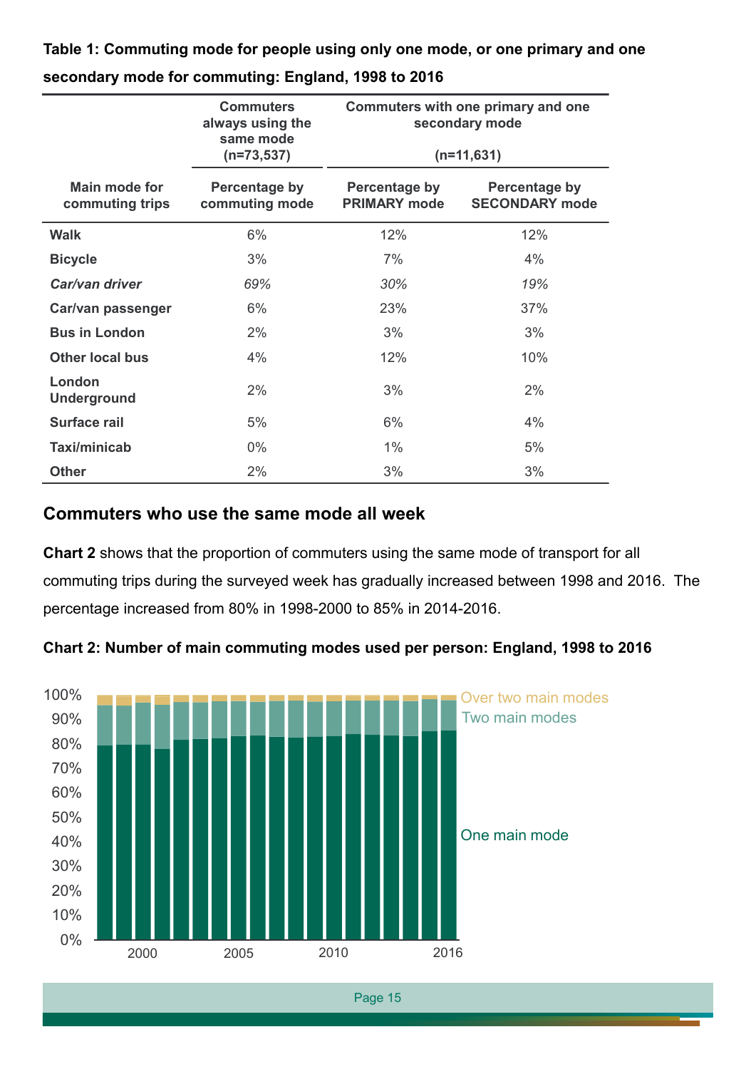**Table 1: Commuting mode for people using only one mode, or one primary and one secondary mode for commuting: England, 1998 to 2016**

| | Commuters always using the same mode (n=73,537) | Commuters with one primary and one secondary mode (n=11,631) | |
|---|---|---|---|
| Main mode for commuting trips | Percentage by commuting mode | Percentage by PRIMARY mode | Percentage by SECONDARY mode |
| **Walk** | 6% | 12% | 12% |
| **Bicycle** | 3% | 7% | 4% |
| ***Car/van driver*** | *69%* | *30%* | *19%* |
| **Car/van passenger** | 6% | 23% | 37% |
| **Bus in London** | 2% | 3% | 3% |
| **Other local bus** | 4% | 12% | 10% |
| **London Underground** | 2% | 3% | 2% |
| **Surface rail** | 5% | 6% | 4% |
| **Taxi/minicab** | 0% | 1% | 5% |
| **Other** | 2% | 3% | 3% |

## Commuters who use the same mode all week

**Chart 2** shows that the proportion of commuters using the same mode of transport for all commuting trips during the surveyed week has gradually increased between 1998 and 2016. The percentage increased from 80% in 1998-2000 to 85% in 2014-2016.

**Chart 2: Number of main commuting modes used per person: England, 1998 to 2016**

Over two main modes
Two main modes
One main mode

100%
90%
80%
70%
60%
50%
40%
30%
20%
10%
0%

2000 2005 2010 2016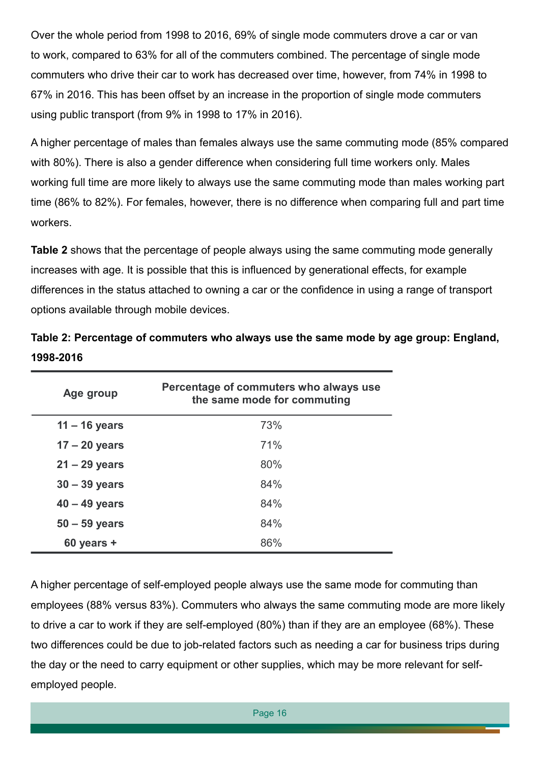Over the whole period from 1998 to 2016, 69% of single mode commuters drove a car or van to work, compared to 63% for all of the commuters combined. The percentage of single mode commuters who drive their car to work has decreased over time, however, from 74% in 1998 to 67% in 2016. This has been offset by an increase in the proportion of single mode commuters using public transport (from 9% in 1998 to 17% in 2016).

A higher percentage of males than females always use the same commuting mode (85% compared with 80%). There is also a gender difference when considering full time workers only. Males working full time are more likely to always use the same commuting mode than males working part time (86% to 82%). For females, however, there is no difference when comparing full and part time workers.

**Table 2** shows that the percentage of people always using the same commuting mode generally increases with age. It is possible that this is influenced by generational effects, for example differences in the status attached to owning a car or the confidence in using a range of transport options available through mobile devices.

**Table 2: Percentage of commuters who always use the same mode by age group: England, 1998-2016**

| Age group | Percentage of commuters who always use the same mode for commuting |
|---|---|
| **11 – 16 years** | 73% |
| **17 – 20 years** | 71% |
| **21 – 29 years** | 80% |
| **30 – 39 years** | 84% |
| **40 – 49 years** | 84% |
| **50 – 59 years** | 84% |
| **60 years +** | 86% |

A higher percentage of self-employed people always use the same mode for commuting than employees (88% versus 83%). Commuters who always the same commuting mode are more likely to drive a car to work if they are self-employed (80%) than if they are an employee (68%). These two differences could be due to job-related factors such as needing a car for business trips during the day or the need to carry equipment or other supplies, which may be more relevant for self-employed people.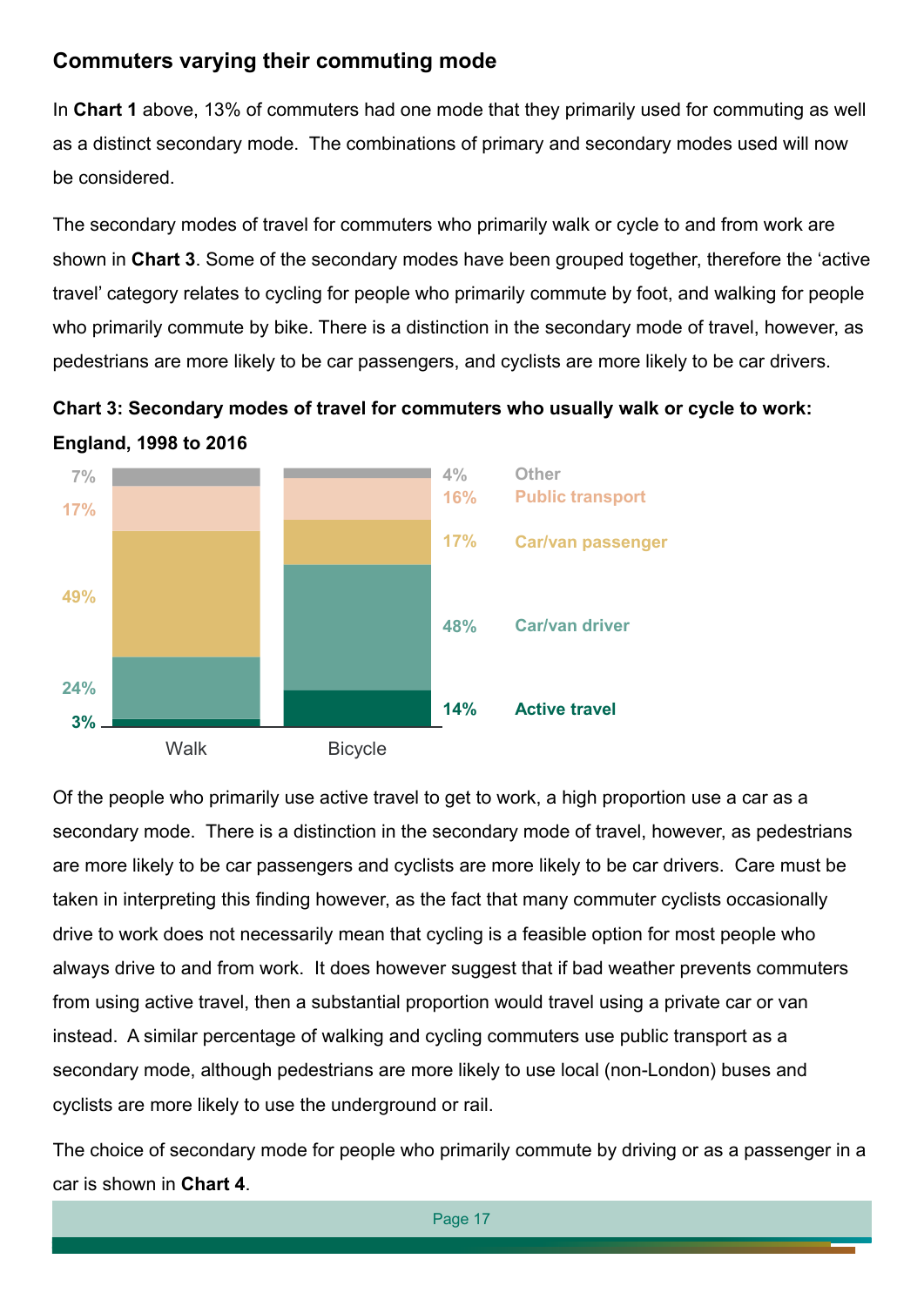## Commuters varying their commuting mode

In **Chart 1** above, 13% of commuters had one mode that they primarily used for commuting as well as a distinct secondary mode. The combinations of primary and secondary modes used will now be considered.

The secondary modes of travel for commuters who primarily walk or cycle to and from work are shown in **Chart 3**. Some of the secondary modes have been grouped together, therefore the 'active travel' category relates to cycling for people who primarily commute by foot, and walking for people who primarily commute by bike. There is a distinction in the secondary mode of travel, however, as pedestrians are more likely to be car passengers, and cyclists are more likely to be car drivers.

**Chart 3: Secondary modes of travel for commuters who usually walk or cycle to work: England, 1998 to 2016**

| Secondary mode | Walk | Bicycle |
| --- | --- | --- |
| Other | 7% | 4% |
| Public transport | 17% | 16% |
| Car/van passenger | 49% | 17% |
| Car/van driver | 24% | 48% |
| Active travel | 3% | 14% |

Of the people who primarily use active travel to get to work, a high proportion use a car as a secondary mode. There is a distinction in the secondary mode of travel, however, as pedestrians are more likely to be car passengers and cyclists are more likely to be car drivers. Care must be taken in interpreting this finding however, as the fact that many commuter cyclists occasionally drive to work does not necessarily mean that cycling is a feasible option for most people who always drive to and from work. It does however suggest that if bad weather prevents commuters from using active travel, then a substantial proportion would travel using a private car or van instead. A similar percentage of walking and cycling commuters use public transport as a secondary mode, although pedestrians are more likely to use local (non-London) buses and cyclists are more likely to use the underground or rail.

The choice of secondary mode for people who primarily commute by driving or as a passenger in a car is shown in **Chart 4**.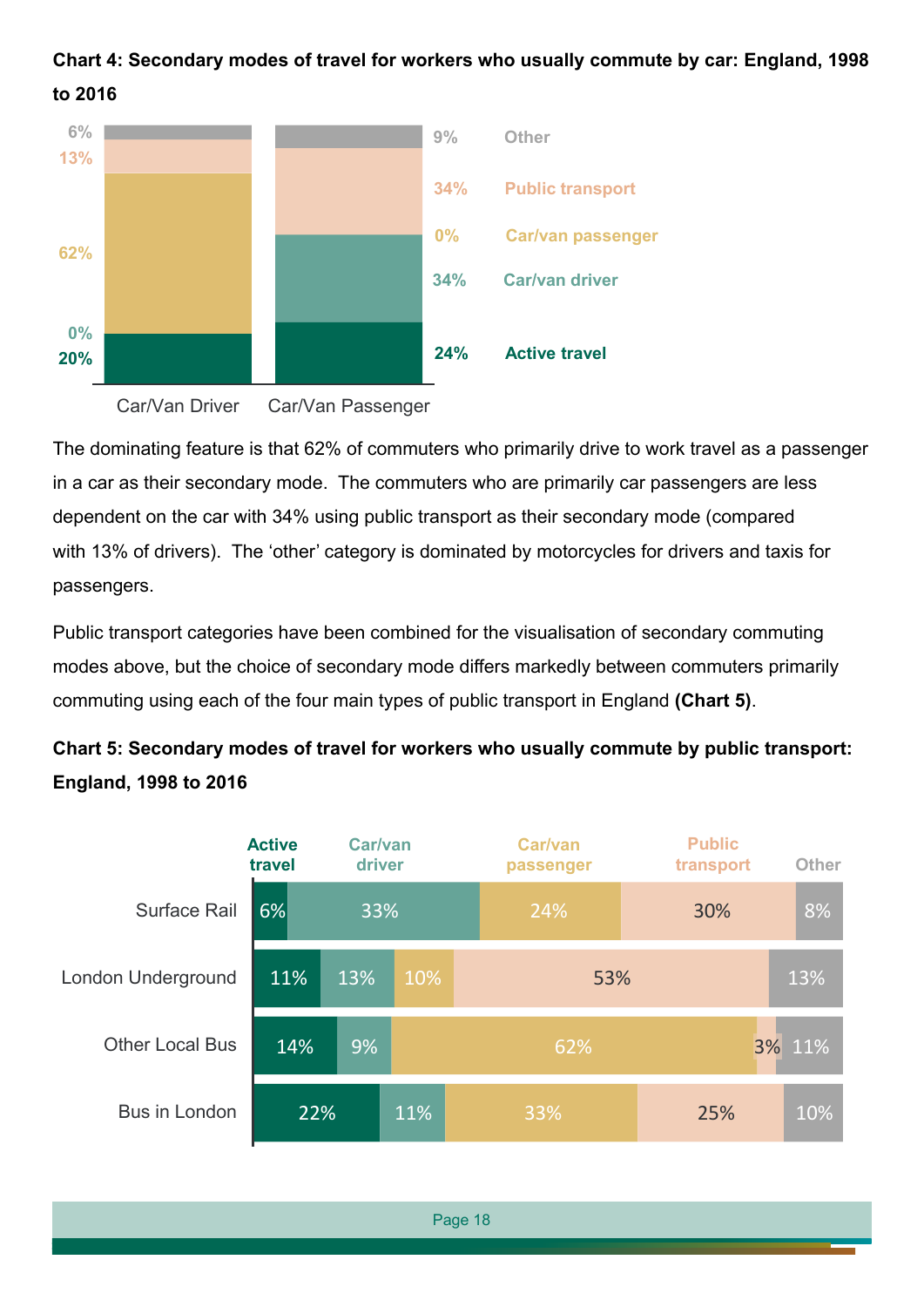**Chart 4: Secondary modes of travel for workers who usually commute by car: England, 1998 to 2016**

| Secondary mode | Car/Van Driver | Car/Van Passenger |
|---|---|---|
| Other | 6% | 9% |
| Public transport | 13% | 34% |
| Car/van passenger | 62% | 0% |
| Car/van driver | 0% | 34% |
| Active travel | 20% | 24% |

The dominating feature is that 62% of commuters who primarily drive to work travel as a passenger in a car as their secondary mode. The commuters who are primarily car passengers are less dependent on the car with 34% using public transport as their secondary mode (compared with 13% of drivers). The 'other' category is dominated by motorcycles for drivers and taxis for passengers.

Public transport categories have been combined for the visualisation of secondary commuting modes above, but the choice of secondary mode differs markedly between commuters primarily commuting using each of the four main types of public transport in England **(Chart 5)**.

**Chart 5: Secondary modes of travel for workers who usually commute by public transport: England, 1998 to 2016**

| | Active travel | Car/van driver | Car/van passenger | Public transport | Other |
|---|---|---|---|---|---|
| Surface Rail | 6% | 33% | 24% | 30% | 8% |
| London Underground | 11% | 13% | 10% | 53% | 13% |
| Other Local Bus | 14% | 9% | 62% | 3% | 11% |
| Bus in London | 22% | 11% | 33% | 25% | 10% |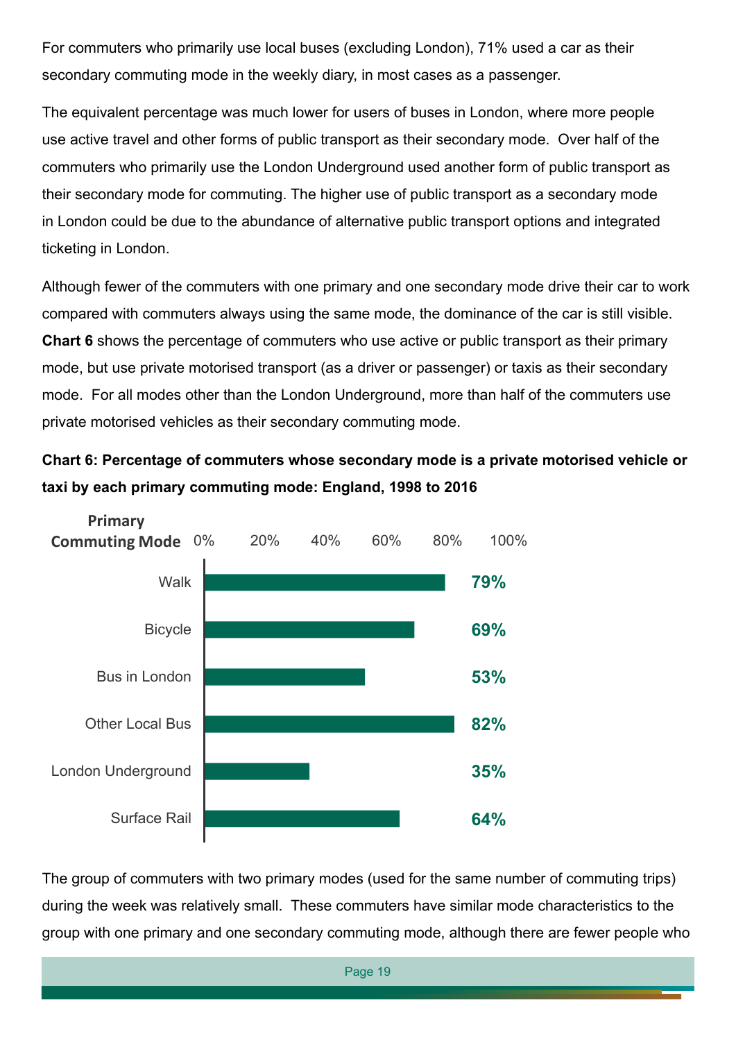For commuters who primarily use local buses (excluding London), 71% used a car as their secondary commuting mode in the weekly diary, in most cases as a passenger.

The equivalent percentage was much lower for users of buses in London, where more people use active travel and other forms of public transport as their secondary mode. Over half of the commuters who primarily use the London Underground used another form of public transport as their secondary mode for commuting. The higher use of public transport as a secondary mode in London could be due to the abundance of alternative public transport options and integrated ticketing in London.

Although fewer of the commuters with one primary and one secondary mode drive their car to work compared with commuters always using the same mode, the dominance of the car is still visible. **Chart 6** shows the percentage of commuters who use active or public transport as their primary mode, but use private motorised transport (as a driver or passenger) or taxis as their secondary mode. For all modes other than the London Underground, more than half of the commuters use private motorised vehicles as their secondary commuting mode.

**Chart 6: Percentage of commuters whose secondary mode is a private motorised vehicle or taxi by each primary commuting mode: England, 1998 to 2016**

| Primary Commuting Mode | Percentage |
|---|---|
| Walk | 79% |
| Bicycle | 69% |
| Bus in London | 53% |
| Other Local Bus | 82% |
| London Underground | 35% |
| Surface Rail | 64% |

The group of commuters with two primary modes (used for the same number of commuting trips) during the week was relatively small. These commuters have similar mode characteristics to the group with one primary and one secondary commuting mode, although there are fewer people who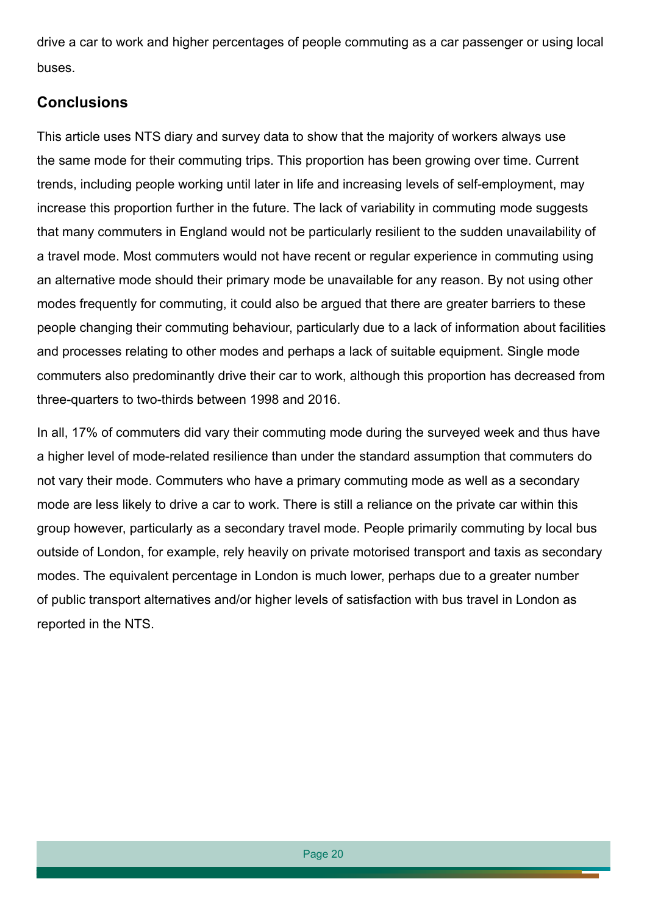drive a car to work and higher percentages of people commuting as a car passenger or using local buses.

## Conclusions

This article uses NTS diary and survey data to show that the majority of workers always use the same mode for their commuting trips. This proportion has been growing over time. Current trends, including people working until later in life and increasing levels of self-employment, may increase this proportion further in the future. The lack of variability in commuting mode suggests that many commuters in England would not be particularly resilient to the sudden unavailability of a travel mode. Most commuters would not have recent or regular experience in commuting using an alternative mode should their primary mode be unavailable for any reason. By not using other modes frequently for commuting, it could also be argued that there are greater barriers to these people changing their commuting behaviour, particularly due to a lack of information about facilities and processes relating to other modes and perhaps a lack of suitable equipment. Single mode commuters also predominantly drive their car to work, although this proportion has decreased from three-quarters to two-thirds between 1998 and 2016.

In all, 17% of commuters did vary their commuting mode during the surveyed week and thus have a higher level of mode-related resilience than under the standard assumption that commuters do not vary their mode. Commuters who have a primary commuting mode as well as a secondary mode are less likely to drive a car to work. There is still a reliance on the private car within this group however, particularly as a secondary travel mode. People primarily commuting by local bus outside of London, for example, rely heavily on private motorised transport and taxis as secondary modes. The equivalent percentage in London is much lower, perhaps due to a greater number of public transport alternatives and/or higher levels of satisfaction with bus travel in London as reported in the NTS.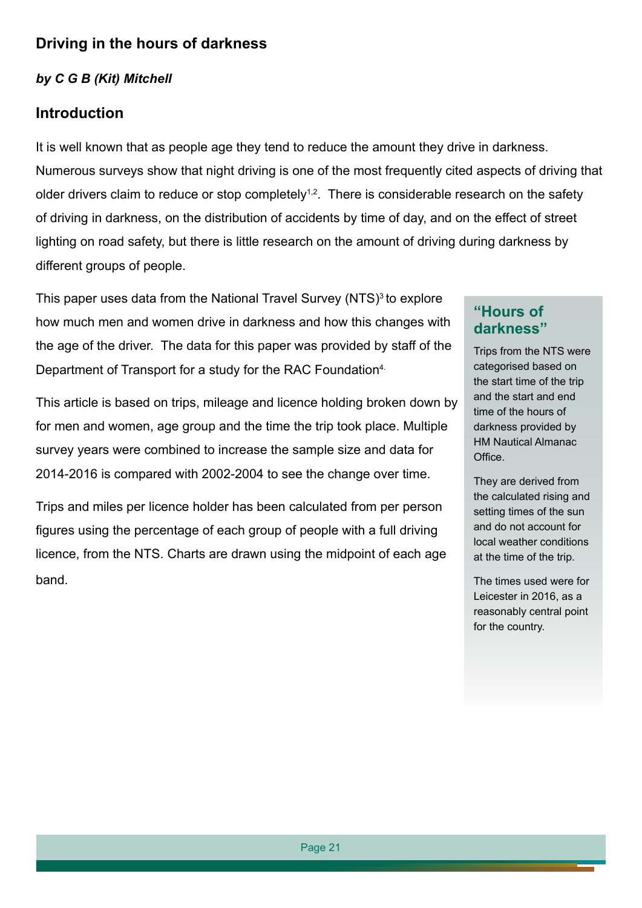## Driving in the hours of darkness

***by C G B (Kit) Mitchell***

### Introduction

It is well known that as people age they tend to reduce the amount they drive in darkness. Numerous surveys show that night driving is one of the most frequently cited aspects of driving that older drivers claim to reduce or stop completely[1,2]. There is considerable research on the safety of driving in darkness, on the distribution of accidents by time of day, and on the effect of street lighting on road safety, but there is little research on the amount of driving during darkness by different groups of people.

This paper uses data from the National Travel Survey (NTS)[3] to explore how much men and women drive in darkness and how this changes with the age of the driver. The data for this paper was provided by staff of the Department of Transport for a study for the RAC Foundation[4].

This article is based on trips, mileage and licence holding broken down by for men and women, age group and the time the trip took place. Multiple survey years were combined to increase the sample size and data for 2014-2016 is compared with 2002-2004 to see the change over time.

Trips and miles per licence holder has been calculated from per person figures using the percentage of each group of people with a full driving licence, from the NTS. Charts are drawn using the midpoint of each age band.

### "Hours of darkness"

Trips from the NTS were categorised based on the start time of the trip and the start and end time of the hours of darkness provided by HM Nautical Almanac Office.

They are derived from the calculated rising and setting times of the sun and do not account for local weather conditions at the time of the trip.

The times used were for Leicester in 2016, as a reasonably central point for the country.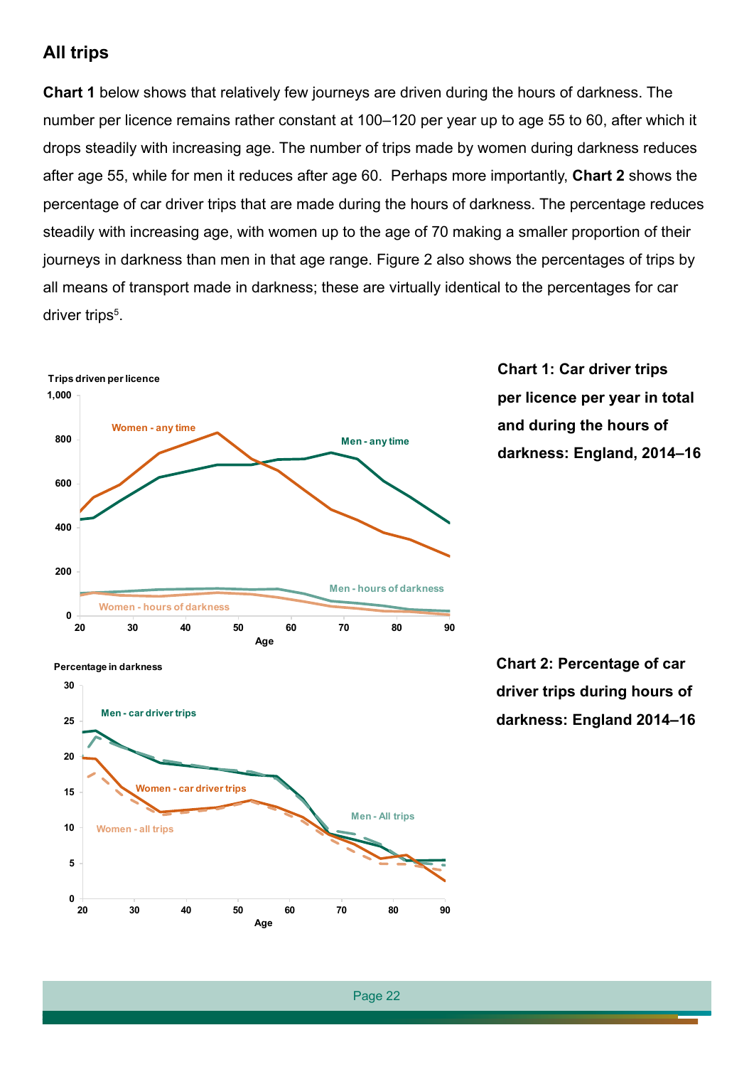## All trips

**Chart 1** below shows that relatively few journeys are driven during the hours of darkness. The number per licence remains rather constant at 100–120 per year up to age 55 to 60, after which it drops steadily with increasing age. The number of trips made by women during darkness reduces after age 55, while for men it reduces after age 60. Perhaps more importantly, **Chart 2** shows the percentage of car driver trips that are made during the hours of darkness. The percentage reduces steadily with increasing age, with women up to the age of 70 making a smaller proportion of their journeys in darkness than men in that age range. Figure 2 also shows the percentages of trips by all means of transport made in darkness; these are virtually identical to the percentages for car driver trips[5].

**Chart 1: Car driver trips per licence per year in total and during the hours of darkness: England, 2014–16**

**Chart 2: Percentage of car driver trips during hours of darkness: England 2014–16**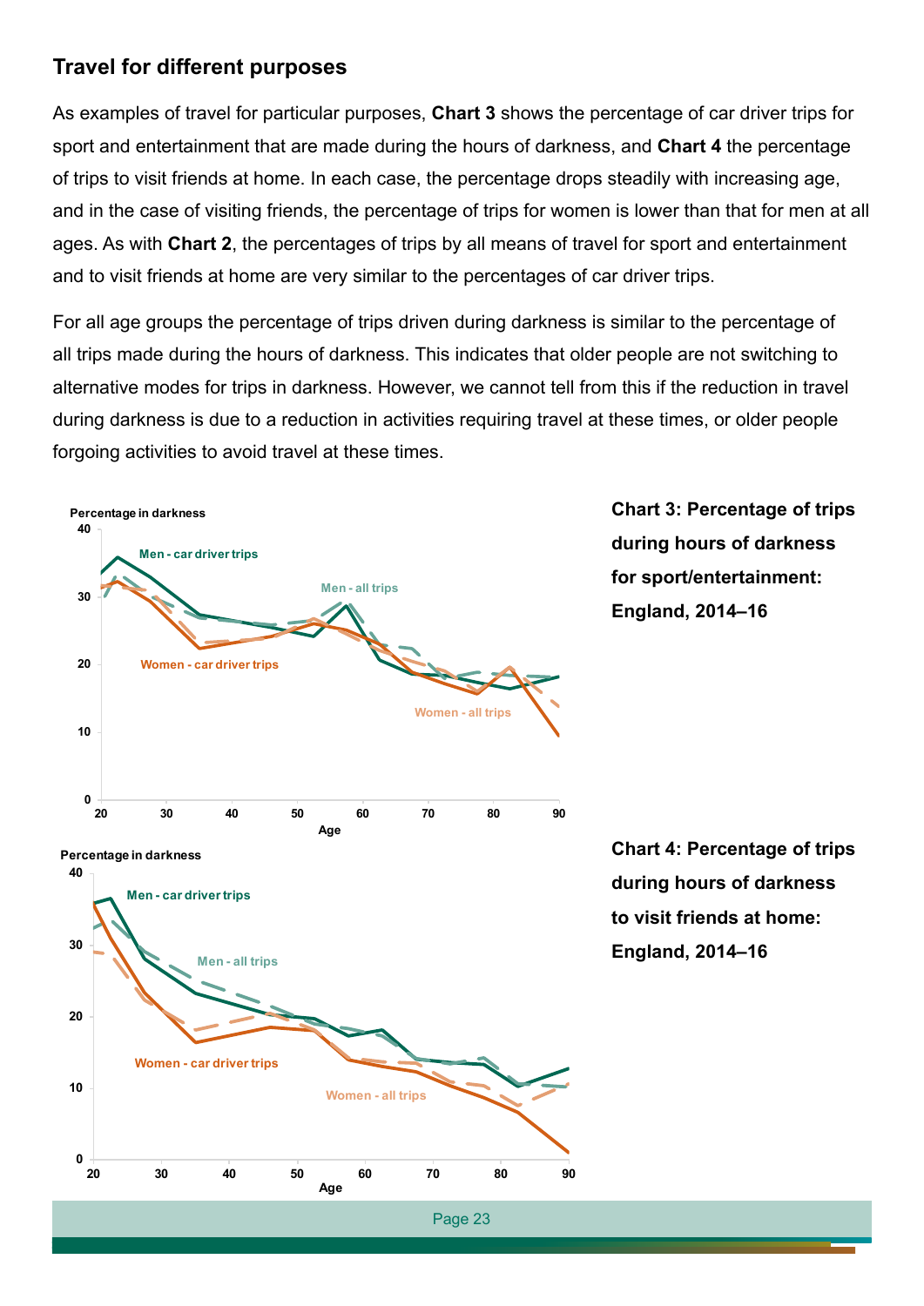## Travel for different purposes

As examples of travel for particular purposes, **Chart 3** shows the percentage of car driver trips for sport and entertainment that are made during the hours of darkness, and **Chart 4** the percentage of trips to visit friends at home. In each case, the percentage drops steadily with increasing age, and in the case of visiting friends, the percentage of trips for women is lower than that for men at all ages. As with **Chart 2**, the percentages of trips by all means of travel for sport and entertainment and to visit friends at home are very similar to the percentages of car driver trips.

For all age groups the percentage of trips driven during darkness is similar to the percentage of all trips made during the hours of darkness. This indicates that older people are not switching to alternative modes for trips in darkness. However, we cannot tell from this if the reduction in travel during darkness is due to a reduction in activities requiring travel at these times, or older people forgoing activities to avoid travel at these times.

**Chart 3: Percentage of trips during hours of darkness for sport/entertainment: England, 2014–16**

**Chart 4: Percentage of trips during hours of darkness to visit friends at home: England, 2014–16**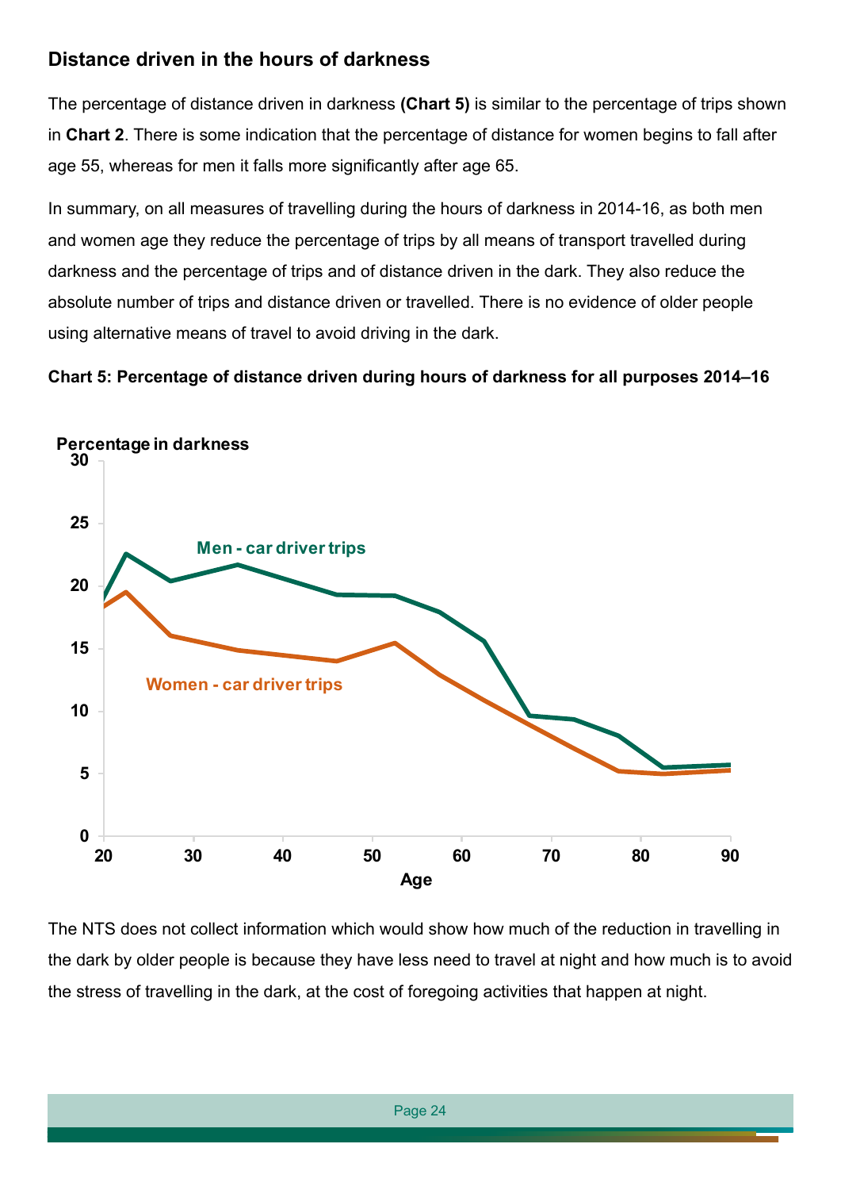## Distance driven in the hours of darkness

The percentage of distance driven in darkness **(Chart 5)** is similar to the percentage of trips shown in **Chart 2**. There is some indication that the percentage of distance for women begins to fall after age 55, whereas for men it falls more significantly after age 65.

In summary, on all measures of travelling during the hours of darkness in 2014-16, as both men and women age they reduce the percentage of trips by all means of transport travelled during darkness and the percentage of trips and of distance driven in the dark. They also reduce the absolute number of trips and distance driven or travelled. There is no evidence of older people using alternative means of travel to avoid driving in the dark.

**Chart 5: Percentage of distance driven during hours of darkness for all purposes 2014–16**

The NTS does not collect information which would show how much of the reduction in travelling in the dark by older people is because they have less need to travel at night and how much is to avoid the stress of travelling in the dark, at the cost of foregoing activities that happen at night.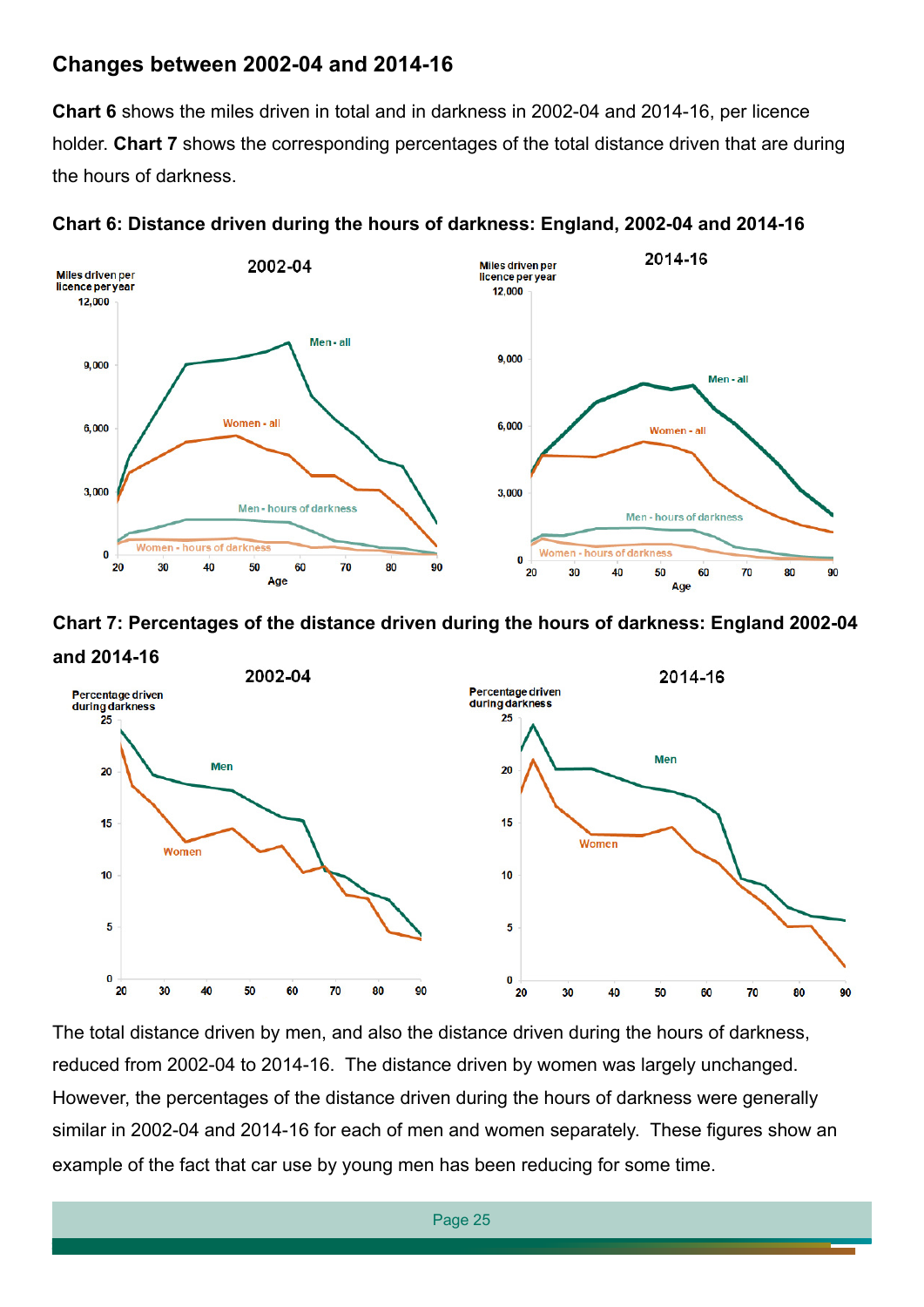## Changes between 2002-04 and 2014-16

**Chart 6** shows the miles driven in total and in darkness in 2002-04 and 2014-16, per licence holder. **Chart 7** shows the corresponding percentages of the total distance driven that are during the hours of darkness.

**Chart 6: Distance driven during the hours of darkness: England, 2002-04 and 2014-16**

**Chart 7: Percentages of the distance driven during the hours of darkness: England 2002-04 and 2014-16**

The total distance driven by men, and also the distance driven during the hours of darkness, reduced from 2002-04 to 2014-16. The distance driven by women was largely unchanged. However, the percentages of the distance driven during the hours of darkness were generally similar in 2002-04 and 2014-16 for each of men and women separately. These figures show an example of the fact that car use by young men has been reducing for some time.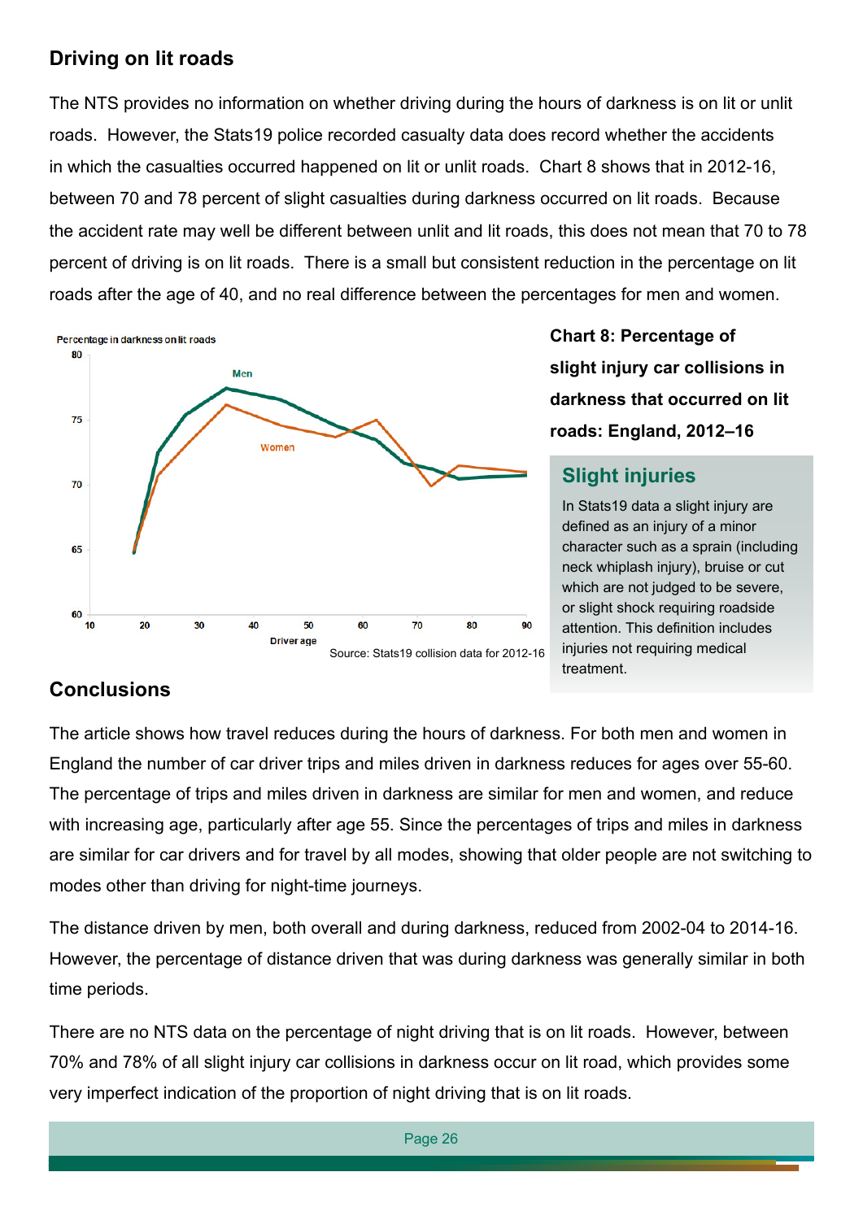## Driving on lit roads

The NTS provides no information on whether driving during the hours of darkness is on lit or unlit roads. However, the Stats19 police recorded casualty data does record whether the accidents in which the casualties occurred happened on lit or unlit roads. Chart 8 shows that in 2012-16, between 70 and 78 percent of slight casualties during darkness occurred on lit roads. Because the accident rate may well be different between unlit and lit roads, this does not mean that 70 to 78 percent of driving is on lit roads. There is a small but consistent reduction in the percentage on lit roads after the age of 40, and no real difference between the percentages for men and women.

**Chart 8: Percentage of slight injury car collisions in darkness that occurred on lit roads: England, 2012–16**

Source: Stats19 collision data for 2012-16

### Slight injuries

In Stats19 data a slight injury are defined as an injury of a minor character such as a sprain (including neck whiplash injury), bruise or cut which are not judged to be severe, or slight shock requiring roadside attention. This definition includes injuries not requiring medical treatment.

## Conclusions

The article shows how travel reduces during the hours of darkness. For both men and women in England the number of car driver trips and miles driven in darkness reduces for ages over 55-60. The percentage of trips and miles driven in darkness are similar for men and women, and reduce with increasing age, particularly after age 55. Since the percentages of trips and miles in darkness are similar for car drivers and for travel by all modes, showing that older people are not switching to modes other than driving for night-time journeys.

The distance driven by men, both overall and during darkness, reduced from 2002-04 to 2014-16. However, the percentage of distance driven that was during darkness was generally similar in both time periods.

There are no NTS data on the percentage of night driving that is on lit roads. However, between 70% and 78% of all slight injury car collisions in darkness occur on lit road, which provides some very imperfect indication of the proportion of night driving that is on lit roads.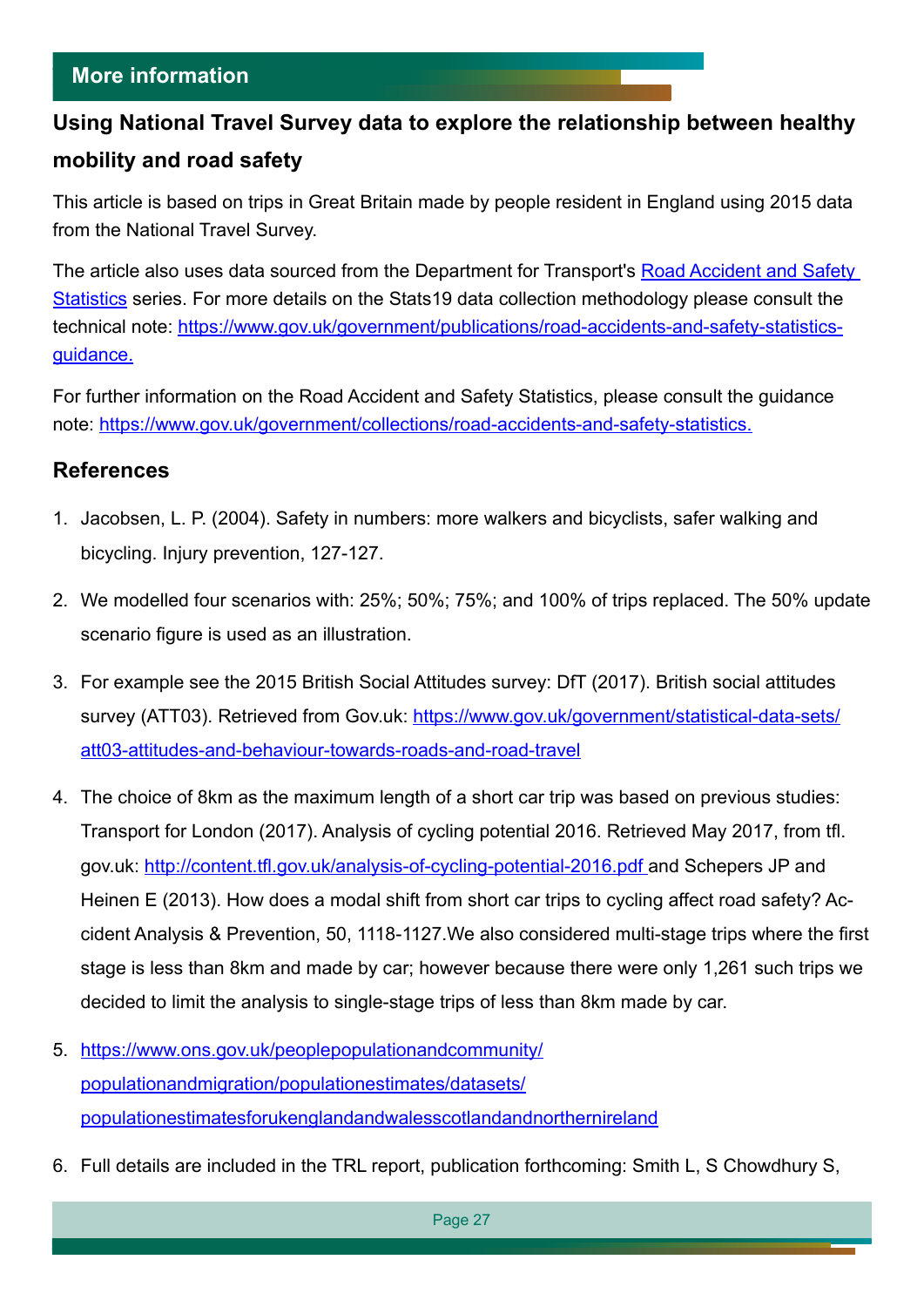## More information

### Using National Travel Survey data to explore the relationship between healthy mobility and road safety

This article is based on trips in Great Britain made by people resident in England using 2015 data from the National Travel Survey.

The article also uses data sourced from the Department for Transport's [Road Accident and Safety Statistics](https://www.gov.uk/government/collections/road-accidents-and-safety-statistics) series. For more details on the Stats19 data collection methodology please consult the technical note: https://www.gov.uk/government/publications/road-accidents-and-safety-statistics-guidance.

For further information on the Road Accident and Safety Statistics, please consult the guidance note: https://www.gov.uk/government/collections/road-accidents-and-safety-statistics.

### References

1. Jacobsen, L. P. (2004). Safety in numbers: more walkers and bicyclists, safer walking and bicycling. Injury prevention, 127-127.
2. We modelled four scenarios with: 25%; 50%; 75%; and 100% of trips replaced. The 50% update scenario figure is used as an illustration.
3. For example see the 2015 British Social Attitudes survey: DfT (2017). British social attitudes survey (ATT03). Retrieved from Gov.uk: https://www.gov.uk/government/statistical-data-sets/att03-attitudes-and-behaviour-towards-roads-and-road-travel
4. The choice of 8km as the maximum length of a short car trip was based on previous studies: Transport for London (2017). Analysis of cycling potential 2016. Retrieved May 2017, from tfl.gov.uk: http://content.tfl.gov.uk/analysis-of-cycling-potential-2016.pdf and Schepers JP and Heinen E (2013). How does a modal shift from short car trips to cycling affect road safety? Accident Analysis & Prevention, 50, 1118-1127.We also considered multi-stage trips where the first stage is less than 8km and made by car; however because there were only 1,261 such trips we decided to limit the analysis to single-stage trips of less than 8km made by car.
5. https://www.ons.gov.uk/peoplepopulationandcommunity/populationandmigration/populationestimates/datasets/populationestimatesforukenglandandwalesscotlandandnorthernireland
6. Full details are included in the TRL report, publication forthcoming: Smith L, S Chowdhury S,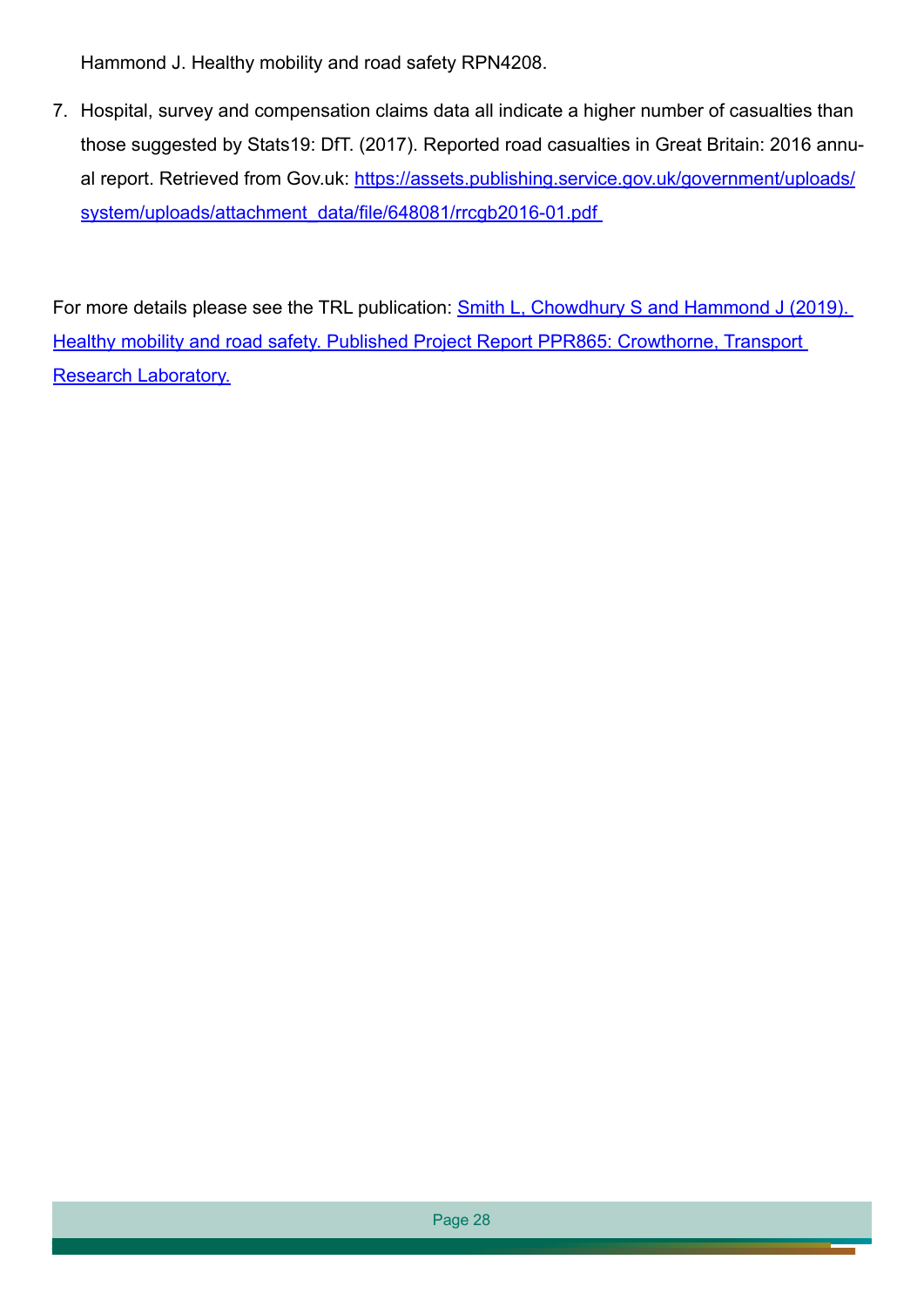Hammond J. Healthy mobility and road safety RPN4208.

7. Hospital, survey and compensation claims data all indicate a higher number of casualties than those suggested by Stats19: DfT. (2017). Reported road casualties in Great Britain: 2016 annual report. Retrieved from Gov.uk: [https://assets.publishing.service.gov.uk/government/uploads/system/uploads/attachment_data/file/648081/rrcgb2016-01.pdf](https://assets.publishing.service.gov.uk/government/uploads/system/uploads/attachment_data/file/648081/rrcgb2016-01.pdf)

For more details please see the TRL publication: Smith L, Chowdhury S and Hammond J (2019). Healthy mobility and road safety. Published Project Report PPR865: Crowthorne, Transport Research Laboratory.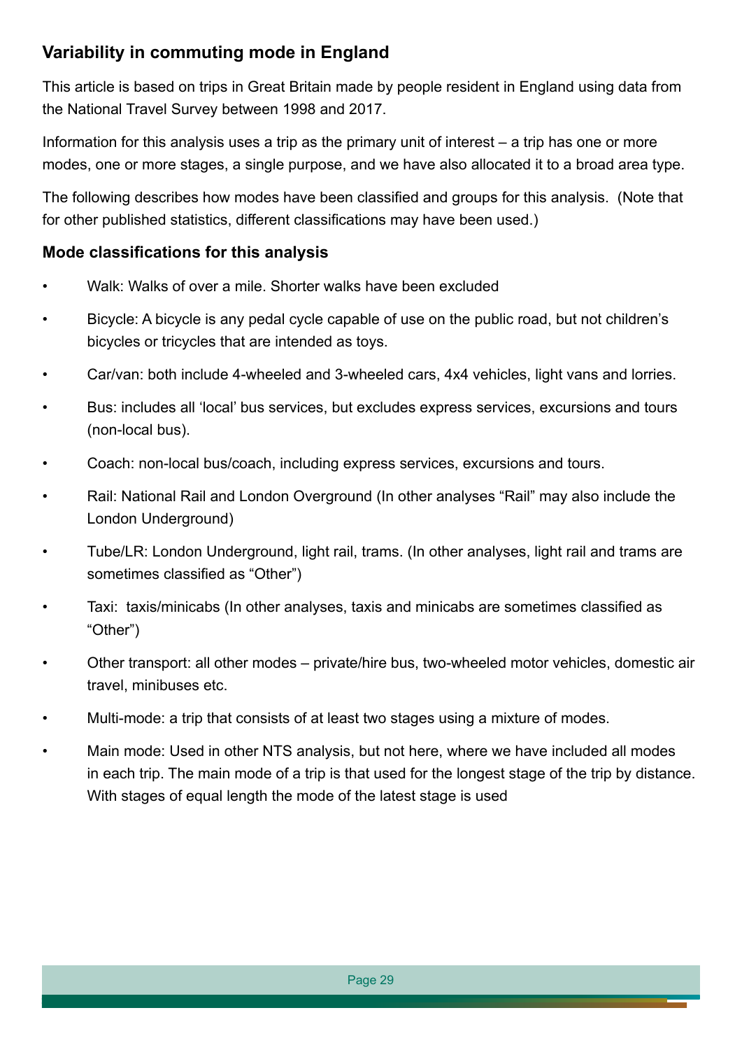## Variability in commuting mode in England

This article is based on trips in Great Britain made by people resident in England using data from the National Travel Survey between 1998 and 2017.

Information for this analysis uses a trip as the primary unit of interest – a trip has one or more modes, one or more stages, a single purpose, and we have also allocated it to a broad area type.

The following describes how modes have been classified and groups for this analysis. (Note that for other published statistics, different classifications may have been used.)

### Mode classifications for this analysis

- Walk: Walks of over a mile. Shorter walks have been excluded
- Bicycle: A bicycle is any pedal cycle capable of use on the public road, but not children's bicycles or tricycles that are intended as toys.
- Car/van: both include 4-wheeled and 3-wheeled cars, 4x4 vehicles, light vans and lorries.
- Bus: includes all 'local' bus services, but excludes express services, excursions and tours (non-local bus).
- Coach: non-local bus/coach, including express services, excursions and tours.
- Rail: National Rail and London Overground (In other analyses "Rail" may also include the London Underground)
- Tube/LR: London Underground, light rail, trams. (In other analyses, light rail and trams are sometimes classified as "Other")
- Taxi: taxis/minicabs (In other analyses, taxis and minicabs are sometimes classified as "Other")
- Other transport: all other modes – private/hire bus, two-wheeled motor vehicles, domestic air travel, minibuses etc.
- Multi-mode: a trip that consists of at least two stages using a mixture of modes.
- Main mode: Used in other NTS analysis, but not here, where we have included all modes in each trip. The main mode of a trip is that used for the longest stage of the trip by distance. With stages of equal length the mode of the latest stage is used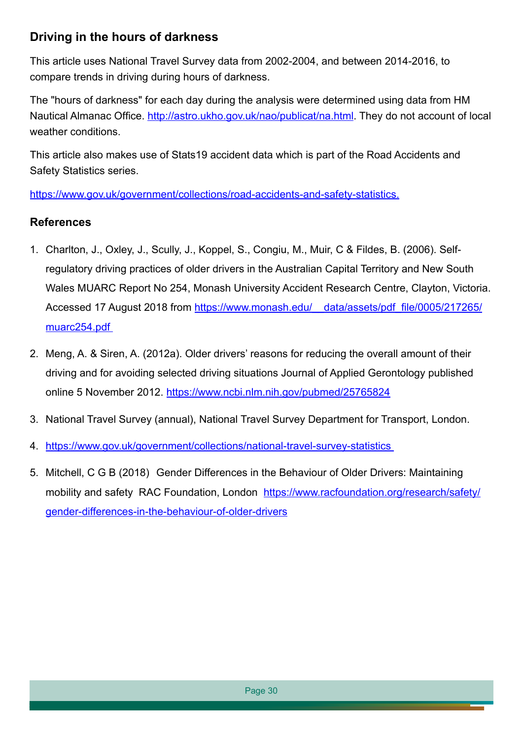## Driving in the hours of darkness

This article uses National Travel Survey data from 2002-2004, and between 2014-2016, to compare trends in driving during hours of darkness.

The "hours of darkness" for each day during the analysis were determined using data from HM Nautical Almanac Office. http://astro.ukho.gov.uk/nao/publicat/na.html. They do not account of local weather conditions.

This article also makes use of Stats19 accident data which is part of the Road Accidents and Safety Statistics series.

https://www.gov.uk/government/collections/road-accidents-and-safety-statistics.

## References

1. Charlton, J., Oxley, J., Scully, J., Koppel, S., Congiu, M., Muir, C & Fildes, B. (2006). Self-regulatory driving practices of older drivers in the Australian Capital Territory and New South Wales MUARC Report No 254, Monash University Accident Research Centre, Clayton, Victoria. Accessed 17 August 2018 from https://www.monash.edu/__data/assets/pdf_file/0005/217265/muarc254.pdf

2. Meng, A. & Siren, A. (2012a). Older drivers' reasons for reducing the overall amount of their driving and for avoiding selected driving situations Journal of Applied Gerontology published online 5 November 2012. https://www.ncbi.nlm.nih.gov/pubmed/25765824

3. National Travel Survey (annual), National Travel Survey Department for Transport, London.

4. https://www.gov.uk/government/collections/national-travel-survey-statistics

5. Mitchell, C G B (2018) Gender Differences in the Behaviour of Older Drivers: Maintaining mobility and safety RAC Foundation, London https://www.racfoundation.org/research/safety/gender-differences-in-the-behaviour-of-older-drivers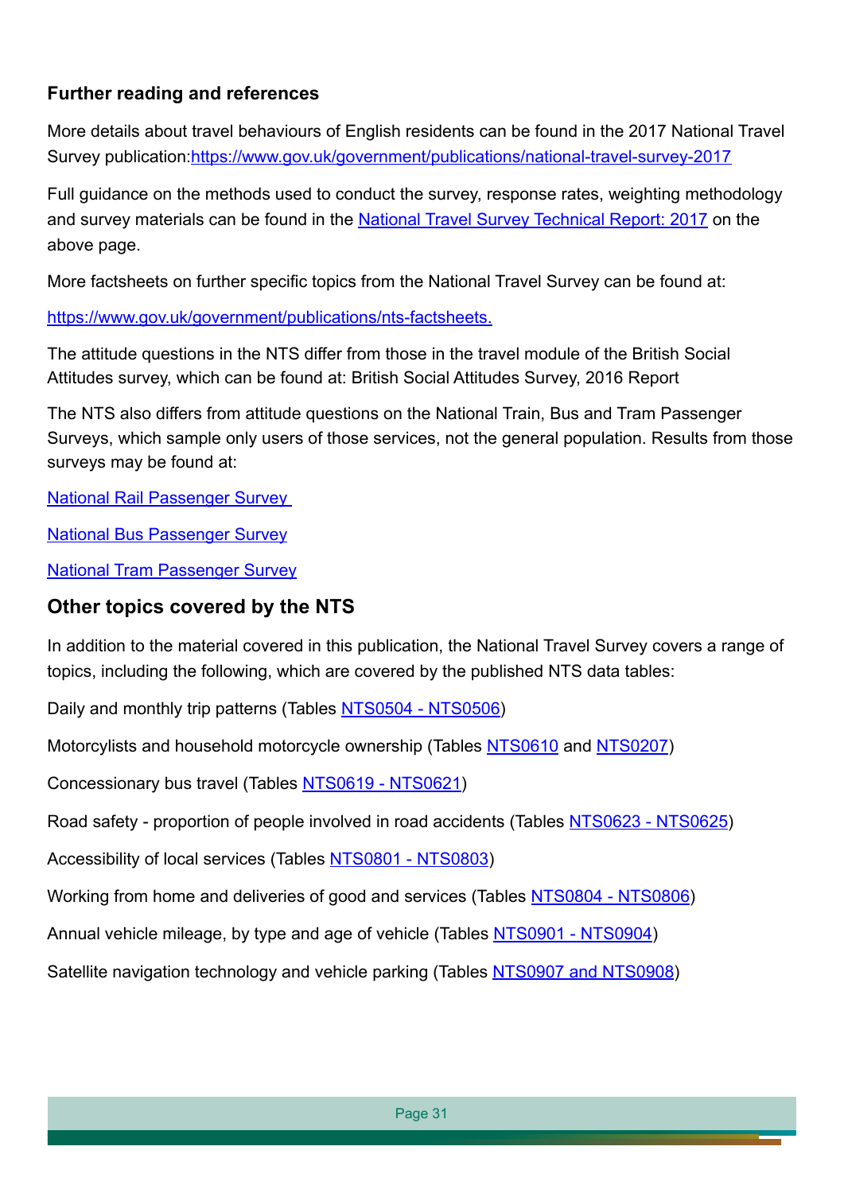### Further reading and references

More details about travel behaviours of English residents can be found in the 2017 National Travel Survey publication:https://www.gov.uk/government/publications/national-travel-survey-2017

Full guidance on the methods used to conduct the survey, response rates, weighting methodology and survey materials can be found in the National Travel Survey Technical Report: 2017 on the above page.

More factsheets on further specific topics from the National Travel Survey can be found at:

https://www.gov.uk/government/publications/nts-factsheets.

The attitude questions in the NTS differ from those in the travel module of the British Social Attitudes survey, which can be found at: British Social Attitudes Survey, 2016 Report

The NTS also differs from attitude questions on the National Train, Bus and Tram Passenger Surveys, which sample only users of those services, not the general population. Results from those surveys may be found at:

National Rail Passenger Survey

National Bus Passenger Survey

National Tram Passenger Survey

## Other topics covered by the NTS

In addition to the material covered in this publication, the National Travel Survey covers a range of topics, including the following, which are covered by the published NTS data tables:

Daily and monthly trip patterns (Tables NTS0504 - NTS0506)

Motorcyclists and household motorcycle ownership (Tables NTS0610 and NTS0207)

Concessionary bus travel (Tables NTS0619 - NTS0621)

Road safety - proportion of people involved in road accidents (Tables NTS0623 - NTS0625)

Accessibility of local services (Tables NTS0801 - NTS0803)

Working from home and deliveries of good and services (Tables NTS0804 - NTS0806)

Annual vehicle mileage, by type and age of vehicle (Tables NTS0901 - NTS0904)

Satellite navigation technology and vehicle parking (Tables NTS0907 and NTS0908)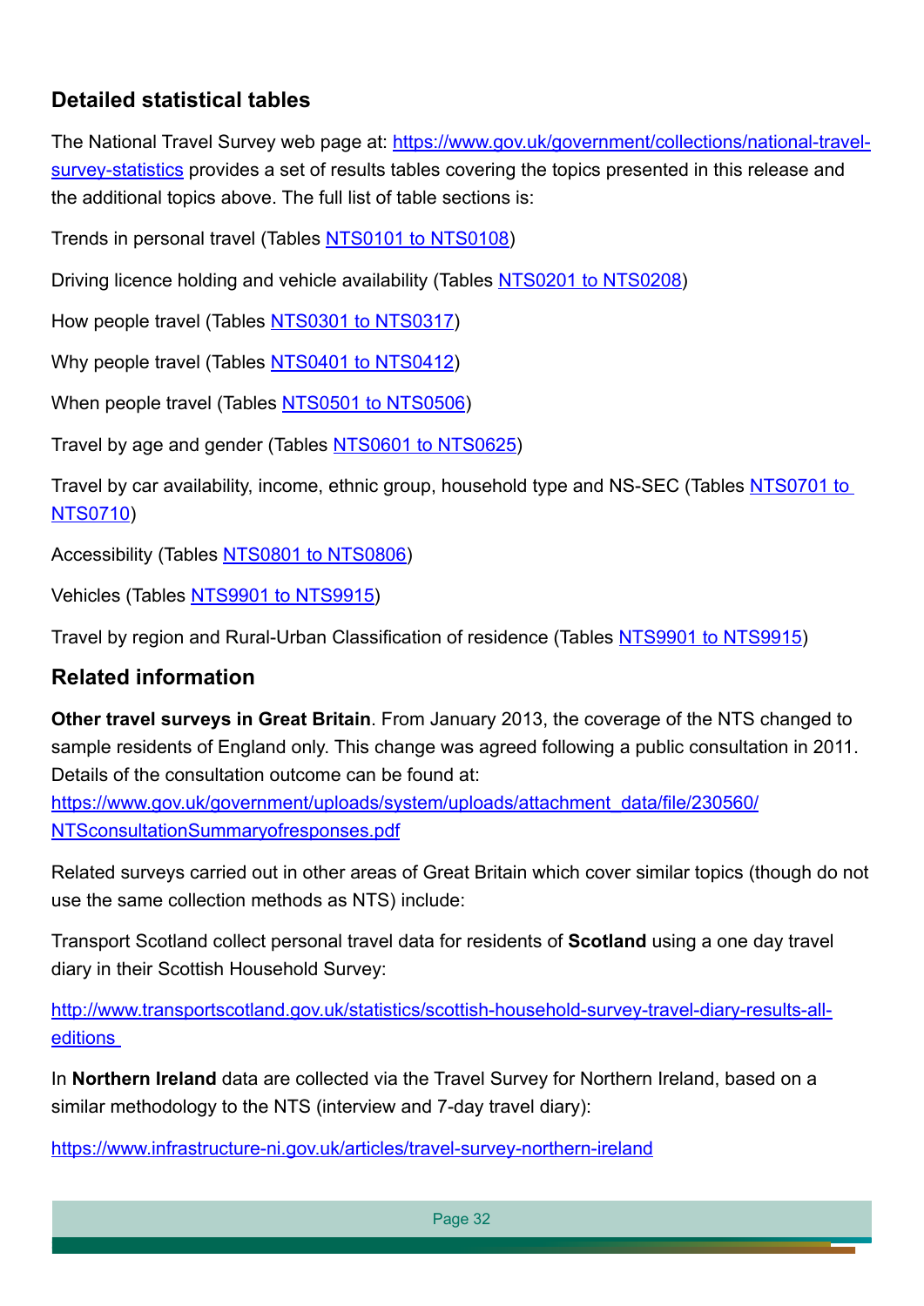## Detailed statistical tables

The National Travel Survey web page at: [https://www.gov.uk/government/collections/national-travel-survey-statistics](https://www.gov.uk/government/collections/national-travel-survey-statistics) provides a set of results tables covering the topics presented in this release and the additional topics above. The full list of table sections is:

Trends in personal travel (Tables NTS0101 to NTS0108)

Driving licence holding and vehicle availability (Tables NTS0201 to NTS0208)

How people travel (Tables NTS0301 to NTS0317)

Why people travel (Tables NTS0401 to NTS0412)

When people travel (Tables NTS0501 to NTS0506)

Travel by age and gender (Tables NTS0601 to NTS0625)

Travel by car availability, income, ethnic group, household type and NS-SEC (Tables NTS0701 to NTS0710)

Accessibility (Tables NTS0801 to NTS0806)

Vehicles (Tables NTS9901 to NTS9915)

Travel by region and Rural-Urban Classification of residence (Tables NTS9901 to NTS9915)

## Related information

**Other travel surveys in Great Britain**. From January 2013, the coverage of the NTS changed to sample residents of England only. This change was agreed following a public consultation in 2011. Details of the consultation outcome can be found at: [https://www.gov.uk/government/uploads/system/uploads/attachment_data/file/230560/NTSconsultationSummaryofresponses.pdf](https://www.gov.uk/government/uploads/system/uploads/attachment_data/file/230560/NTSconsultationSummaryofresponses.pdf)

Related surveys carried out in other areas of Great Britain which cover similar topics (though do not use the same collection methods as NTS) include:

Transport Scotland collect personal travel data for residents of **Scotland** using a one day travel diary in their Scottish Household Survey:

[http://www.transportscotland.gov.uk/statistics/scottish-household-survey-travel-diary-results-all-editions](http://www.transportscotland.gov.uk/statistics/scottish-household-survey-travel-diary-results-all-editions)

In **Northern Ireland** data are collected via the Travel Survey for Northern Ireland, based on a similar methodology to the NTS (interview and 7-day travel diary):

[https://www.infrastructure-ni.gov.uk/articles/travel-survey-northern-ireland](https://www.infrastructure-ni.gov.uk/articles/travel-survey-northern-ireland)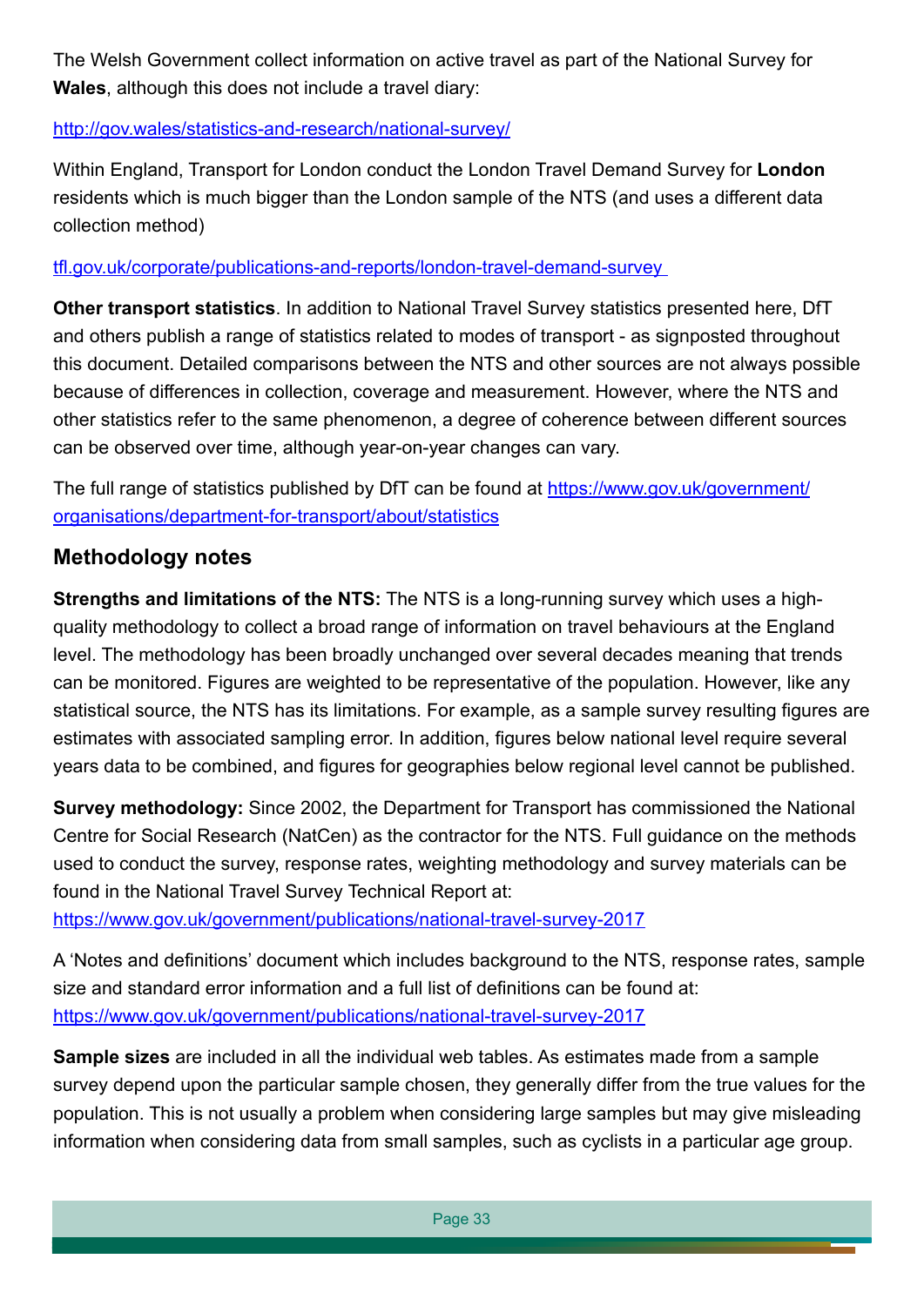The Welsh Government collect information on active travel as part of the National Survey for **Wales**, although this does not include a travel diary:

http://gov.wales/statistics-and-research/national-survey/

Within England, Transport for London conduct the London Travel Demand Survey for **London** residents which is much bigger than the London sample of the NTS (and uses a different data collection method)

tfl.gov.uk/corporate/publications-and-reports/london-travel-demand-survey

**Other transport statistics**. In addition to National Travel Survey statistics presented here, DfT and others publish a range of statistics related to modes of transport - as signposted throughout this document. Detailed comparisons between the NTS and other sources are not always possible because of differences in collection, coverage and measurement. However, where the NTS and other statistics refer to the same phenomenon, a degree of coherence between different sources can be observed over time, although year-on-year changes can vary.

The full range of statistics published by DfT can be found at https://www.gov.uk/government/organisations/department-for-transport/about/statistics

## Methodology notes

**Strengths and limitations of the NTS:** The NTS is a long-running survey which uses a high-quality methodology to collect a broad range of information on travel behaviours at the England level. The methodology has been broadly unchanged over several decades meaning that trends can be monitored. Figures are weighted to be representative of the population. However, like any statistical source, the NTS has its limitations. For example, as a sample survey resulting figures are estimates with associated sampling error. In addition, figures below national level require several years data to be combined, and figures for geographies below regional level cannot be published.

**Survey methodology:** Since 2002, the Department for Transport has commissioned the National Centre for Social Research (NatCen) as the contractor for the NTS. Full guidance on the methods used to conduct the survey, response rates, weighting methodology and survey materials can be found in the National Travel Survey Technical Report at: https://www.gov.uk/government/publications/national-travel-survey-2017

A 'Notes and definitions' document which includes background to the NTS, response rates, sample size and standard error information and a full list of definitions can be found at: https://www.gov.uk/government/publications/national-travel-survey-2017

**Sample sizes** are included in all the individual web tables. As estimates made from a sample survey depend upon the particular sample chosen, they generally differ from the true values for the population. This is not usually a problem when considering large samples but may give misleading information when considering data from small samples, such as cyclists in a particular age group.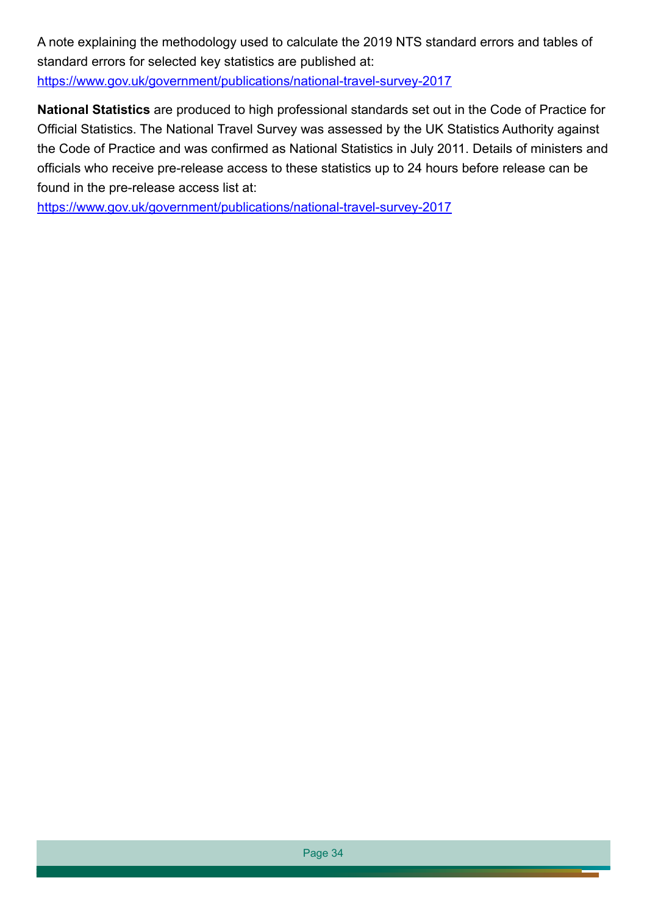A note explaining the methodology used to calculate the 2019 NTS standard errors and tables of standard errors for selected key statistics are published at:
https://www.gov.uk/government/publications/national-travel-survey-2017

**National Statistics** are produced to high professional standards set out in the Code of Practice for Official Statistics. The National Travel Survey was assessed by the UK Statistics Authority against the Code of Practice and was confirmed as National Statistics in July 2011. Details of ministers and officials who receive pre-release access to these statistics up to 24 hours before release can be found in the pre-release access list at:
https://www.gov.uk/government/publications/national-travel-survey-2017